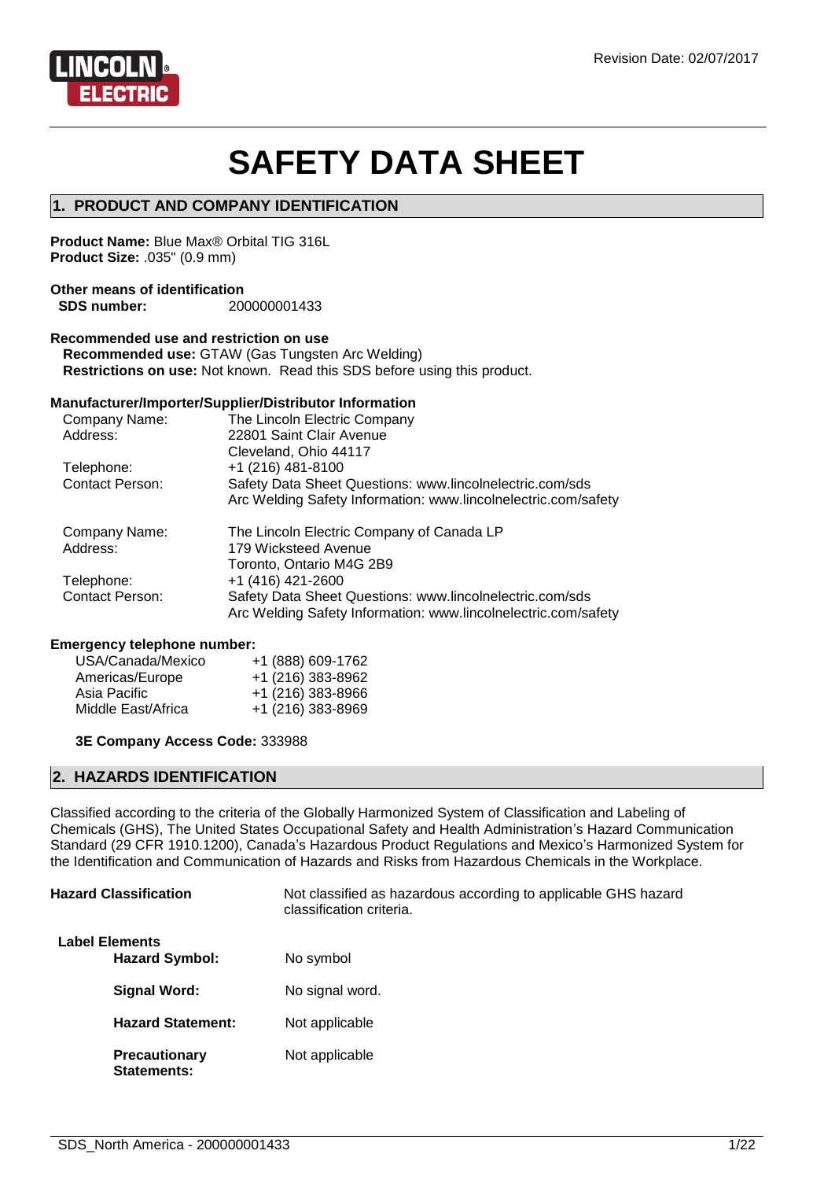Revision Date: 02/07/2017

# SAFETY DATA SHEET

## 1. PRODUCT AND COMPANY IDENTIFICATION

**Product Name:** Blue Max® Orbital TIG 316L
**Product Size:** .035" (0.9 mm)

**Other means of identification**
**SDS number:** 200000001433

**Recommended use and restriction on use**
**Recommended use:** GTAW (Gas Tungsten Arc Welding)
**Restrictions on use:** Not known. Read this SDS before using this product.

**Manufacturer/Importer/Supplier/Distributor Information**

| | |
|---|---|
| Company Name: | The Lincoln Electric Company |
| Address: | 22801 Saint Clair Avenue<br>Cleveland, Ohio 44117 |
| Telephone: | +1 (216) 481-8100 |
| Contact Person: | Safety Data Sheet Questions: www.lincolnelectric.com/sds<br>Arc Welding Safety Information: www.lincolnelectric.com/safety |
| Company Name: | The Lincoln Electric Company of Canada LP |
| Address: | 179 Wicksteed Avenue<br>Toronto, Ontario M4G 2B9 |
| Telephone: | +1 (416) 421-2600 |
| Contact Person: | Safety Data Sheet Questions: www.lincolnelectric.com/sds<br>Arc Welding Safety Information: www.lincolnelectric.com/safety |

**Emergency telephone number:**

| | |
|---|---|
| USA/Canada/Mexico | +1 (888) 609-1762 |
| Americas/Europe | +1 (216) 383-8962 |
| Asia Pacific | +1 (216) 383-8966 |
| Middle East/Africa | +1 (216) 383-8969 |

**3E Company Access Code:** 333988

## 2. HAZARDS IDENTIFICATION

Classified according to the criteria of the Globally Harmonized System of Classification and Labeling of Chemicals (GHS), The United States Occupational Safety and Health Administration's Hazard Communication Standard (29 CFR 1910.1200), Canada's Hazardous Product Regulations and Mexico's Harmonized System for the Identification and Communication of Hazards and Risks from Hazardous Chemicals in the Workplace.

**Hazard Classification** Not classified as hazardous according to applicable GHS hazard classification criteria.

**Label Elements**

**Hazard Symbol:** No symbol

**Signal Word:** No signal word.

**Hazard Statement:** Not applicable

**Precautionary Statements:** Not applicable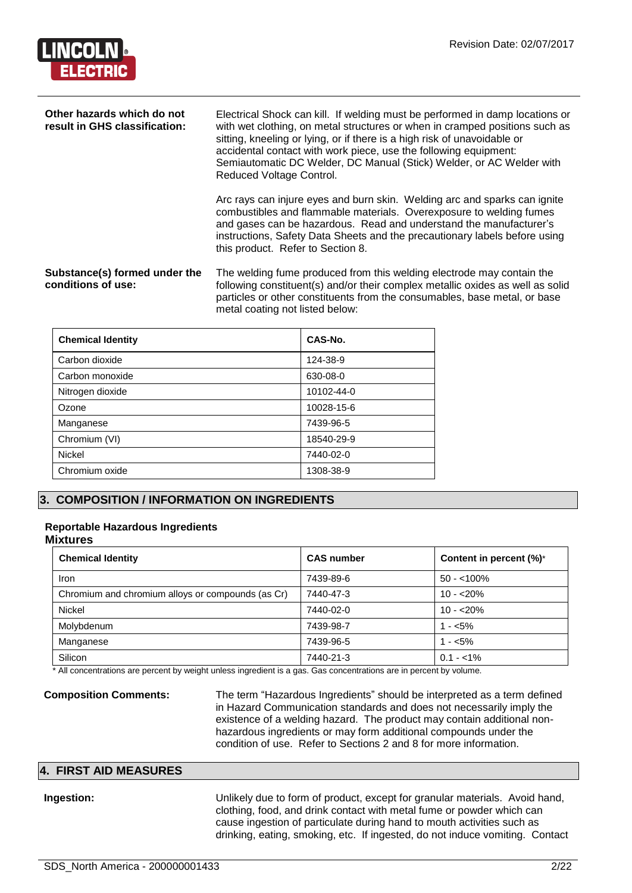**Other hazards which do not result in GHS classification:**

Electrical Shock can kill. If welding must be performed in damp locations or with wet clothing, on metal structures or when in cramped positions such as sitting, kneeling or lying, or if there is a high risk of unavoidable or accidental contact with work piece, use the following equipment: Semiautomatic DC Welder, DC Manual (Stick) Welder, or AC Welder with Reduced Voltage Control.

Arc rays can injure eyes and burn skin. Welding arc and sparks can ignite combustibles and flammable materials. Overexposure to welding fumes and gases can be hazardous. Read and understand the manufacturer's instructions, Safety Data Sheets and the precautionary labels before using this product. Refer to Section 8.

**Substance(s) formed under the conditions of use:**

The welding fume produced from this welding electrode may contain the following constituent(s) and/or their complex metallic oxides as well as solid particles or other constituents from the consumables, base metal, or base metal coating not listed below:

| Chemical Identity | CAS-No. |
|---|---|
| Carbon dioxide | 124-38-9 |
| Carbon monoxide | 630-08-0 |
| Nitrogen dioxide | 10102-44-0 |
| Ozone | 10028-15-6 |
| Manganese | 7439-96-5 |
| Chromium (VI) | 18540-29-9 |
| Nickel | 7440-02-0 |
| Chromium oxide | 1308-38-9 |

## 3. COMPOSITION / INFORMATION ON INGREDIENTS

**Reportable Hazardous Ingredients**
**Mixtures**

| Chemical Identity | CAS number | Content in percent (%)* |
|---|---|---|
| Iron | 7439-89-6 | 50 - <100% |
| Chromium and chromium alloys or compounds (as Cr) | 7440-47-3 | 10 - <20% |
| Nickel | 7440-02-0 | 10 - <20% |
| Molybdenum | 7439-98-7 | 1 - <5% |
| Manganese | 7439-96-5 | 1 - <5% |
| Silicon | 7440-21-3 | 0.1 - <1% |

* All concentrations are percent by weight unless ingredient is a gas. Gas concentrations are in percent by volume.

**Composition Comments:**

The term "Hazardous Ingredients" should be interpreted as a term defined in Hazard Communication standards and does not necessarily imply the existence of a welding hazard. The product may contain additional non-hazardous ingredients or may form additional compounds under the condition of use. Refer to Sections 2 and 8 for more information.

## 4. FIRST AID MEASURES

**Ingestion:**

Unlikely due to form of product, except for granular materials. Avoid hand, clothing, food, and drink contact with metal fume or powder which can cause ingestion of particulate during hand to mouth activities such as drinking, eating, smoking, etc. If ingested, do not induce vomiting. Contact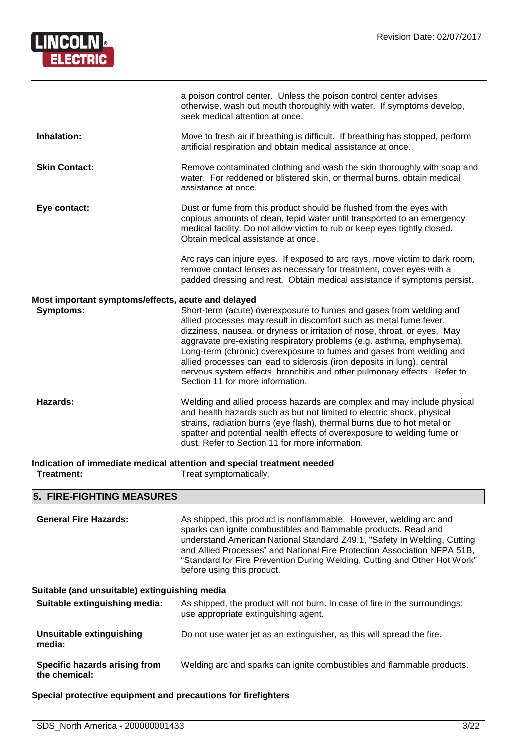a poison control center. Unless the poison control center advises otherwise, wash out mouth thoroughly with water. If symptoms develop, seek medical attention at once.

**Inhalation:** Move to fresh air if breathing is difficult. If breathing has stopped, perform artificial respiration and obtain medical assistance at once.

**Skin Contact:** Remove contaminated clothing and wash the skin thoroughly with soap and water. For reddened or blistered skin, or thermal burns, obtain medical assistance at once.

**Eye contact:** Dust or fume from this product should be flushed from the eyes with copious amounts of clean, tepid water until transported to an emergency medical facility. Do not allow victim to rub or keep eyes tightly closed. Obtain medical assistance at once.

Arc rays can injure eyes. If exposed to arc rays, move victim to dark room, remove contact lenses as necessary for treatment, cover eyes with a padded dressing and rest. Obtain medical assistance if symptoms persist.

**Most important symptoms/effects, acute and delayed**

**Symptoms:** Short-term (acute) overexposure to fumes and gases from welding and allied processes may result in discomfort such as metal fume fever, dizziness, nausea, or dryness or irritation of nose, throat, or eyes. May aggravate pre-existing respiratory problems (e.g. asthma, emphysema). Long-term (chronic) overexposure to fumes and gases from welding and allied processes can lead to siderosis (iron deposits in lung), central nervous system effects, bronchitis and other pulmonary effects. Refer to Section 11 for more information.

**Hazards:** Welding and allied process hazards are complex and may include physical and health hazards such as but not limited to electric shock, physical strains, radiation burns (eye flash), thermal burns due to hot metal or spatter and potential health effects of overexposure to welding fume or dust. Refer to Section 11 for more information.

**Indication of immediate medical attention and special treatment needed**

**Treatment:** Treat symptomatically.

## 5. FIRE-FIGHTING MEASURES

**General Fire Hazards:** As shipped, this product is nonflammable. However, welding arc and sparks can ignite combustibles and flammable products. Read and understand American National Standard Z49.1, "Safety In Welding, Cutting and Allied Processes" and National Fire Protection Association NFPA 51B, "Standard for Fire Prevention During Welding, Cutting and Other Hot Work" before using this product.

**Suitable (and unsuitable) extinguishing media**

**Suitable extinguishing media:** As shipped, the product will not burn. In case of fire in the surroundings: use appropriate extinguishing agent.

**Unsuitable extinguishing media:** Do not use water jet as an extinguisher, as this will spread the fire.

**Specific hazards arising from the chemical:** Welding arc and sparks can ignite combustibles and flammable products.

**Special protective equipment and precautions for firefighters**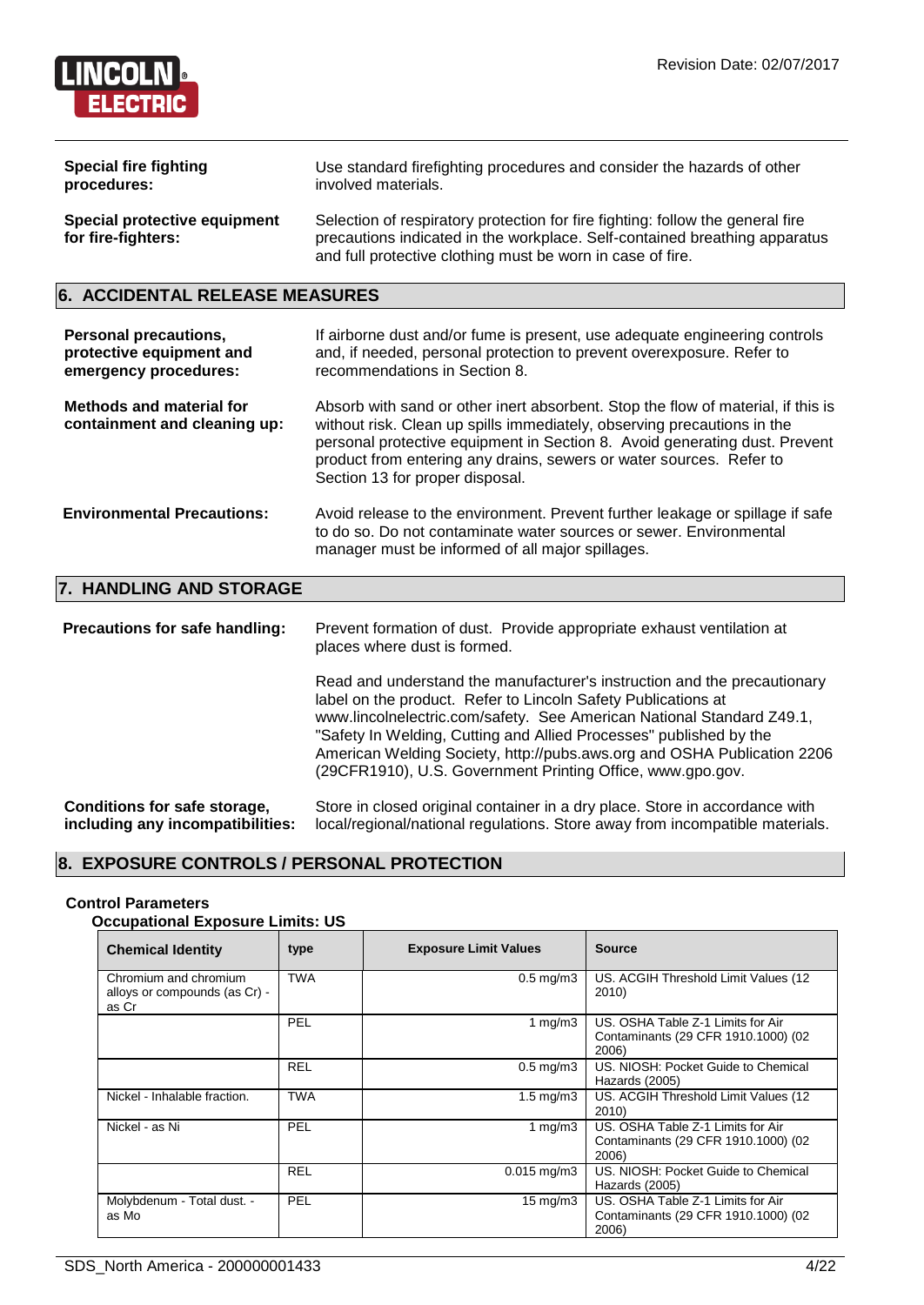**Special fire fighting procedures:** Use standard firefighting procedures and consider the hazards of other involved materials.

**Special protective equipment for fire-fighters:** Selection of respiratory protection for fire fighting: follow the general fire precautions indicated in the workplace. Self-contained breathing apparatus and full protective clothing must be worn in case of fire.

## 6. ACCIDENTAL RELEASE MEASURES

**Personal precautions, protective equipment and emergency procedures:** If airborne dust and/or fume is present, use adequate engineering controls and, if needed, personal protection to prevent overexposure. Refer to recommendations in Section 8.

**Methods and material for containment and cleaning up:** Absorb with sand or other inert absorbent. Stop the flow of material, if this is without risk. Clean up spills immediately, observing precautions in the personal protective equipment in Section 8. Avoid generating dust. Prevent product from entering any drains, sewers or water sources. Refer to Section 13 for proper disposal.

**Environmental Precautions:** Avoid release to the environment. Prevent further leakage or spillage if safe to do so. Do not contaminate water sources or sewer. Environmental manager must be informed of all major spillages.

## 7. HANDLING AND STORAGE

**Precautions for safe handling:** Prevent formation of dust. Provide appropriate exhaust ventilation at places where dust is formed.

Read and understand the manufacturer's instruction and the precautionary label on the product. Refer to Lincoln Safety Publications at www.lincolnelectric.com/safety. See American National Standard Z49.1, "Safety In Welding, Cutting and Allied Processes" published by the American Welding Society, http://pubs.aws.org and OSHA Publication 2206 (29CFR1910), U.S. Government Printing Office, www.gpo.gov.

**Conditions for safe storage, including any incompatibilities:** Store in closed original container in a dry place. Store in accordance with local/regional/national regulations. Store away from incompatible materials.

## 8. EXPOSURE CONTROLS / PERSONAL PROTECTION

**Control Parameters**

**Occupational Exposure Limits: US**

| Chemical Identity | type | Exposure Limit Values | Source |
|---|---|---|---|
| Chromium and chromium alloys or compounds (as Cr) - as Cr | TWA | 0.5 mg/m3 | US. ACGIH Threshold Limit Values (12 2010) |
| | PEL | 1 mg/m3 | US. OSHA Table Z-1 Limits for Air Contaminants (29 CFR 1910.1000) (02 2006) |
| | REL | 0.5 mg/m3 | US. NIOSH: Pocket Guide to Chemical Hazards (2005) |
| Nickel - Inhalable fraction. | TWA | 1.5 mg/m3 | US. ACGIH Threshold Limit Values (12 2010) |
| Nickel - as Ni | PEL | 1 mg/m3 | US. OSHA Table Z-1 Limits for Air Contaminants (29 CFR 1910.1000) (02 2006) |
| | REL | 0.015 mg/m3 | US. NIOSH: Pocket Guide to Chemical Hazards (2005) |
| Molybdenum - Total dust. - as Mo | PEL | 15 mg/m3 | US. OSHA Table Z-1 Limits for Air Contaminants (29 CFR 1910.1000) (02 2006) |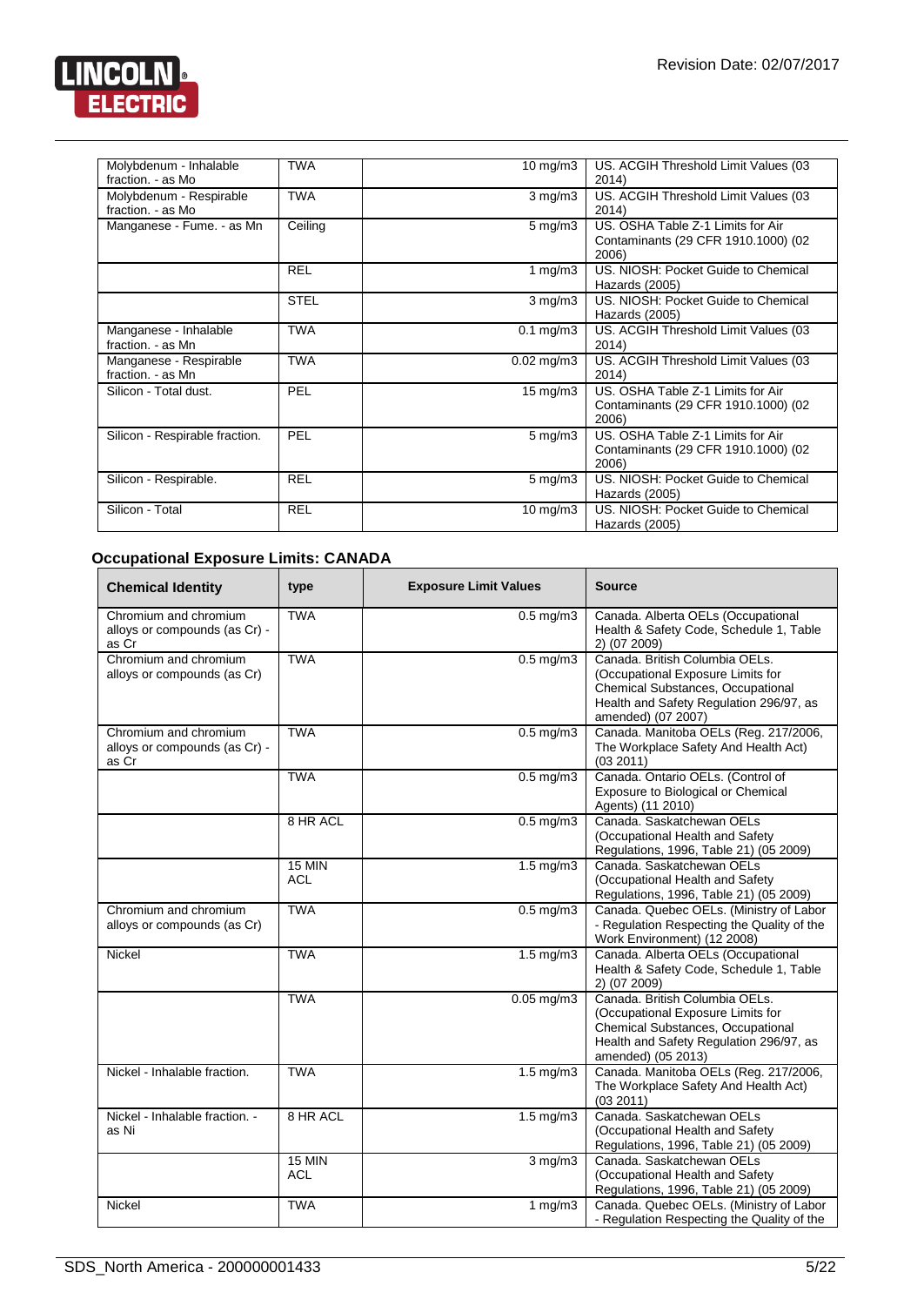| | | | |
|---|---|---|---|
| Molybdenum - Inhalable fraction. - as Mo | TWA | 10 mg/m3 | US. ACGIH Threshold Limit Values (03 2014) |
| Molybdenum - Respirable fraction. - as Mo | TWA | 3 mg/m3 | US. ACGIH Threshold Limit Values (03 2014) |
| Manganese - Fume. - as Mn | Ceiling | 5 mg/m3 | US. OSHA Table Z-1 Limits for Air Contaminants (29 CFR 1910.1000) (02 2006) |
| | REL | 1 mg/m3 | US. NIOSH: Pocket Guide to Chemical Hazards (2005) |
| | STEL | 3 mg/m3 | US. NIOSH: Pocket Guide to Chemical Hazards (2005) |
| Manganese - Inhalable fraction. - as Mn | TWA | 0.1 mg/m3 | US. ACGIH Threshold Limit Values (03 2014) |
| Manganese - Respirable fraction. - as Mn | TWA | 0.02 mg/m3 | US. ACGIH Threshold Limit Values (03 2014) |
| Silicon - Total dust. | PEL | 15 mg/m3 | US. OSHA Table Z-1 Limits for Air Contaminants (29 CFR 1910.1000) (02 2006) |
| Silicon - Respirable fraction. | PEL | 5 mg/m3 | US. OSHA Table Z-1 Limits for Air Contaminants (29 CFR 1910.1000) (02 2006) |
| Silicon - Respirable. | REL | 5 mg/m3 | US. NIOSH: Pocket Guide to Chemical Hazards (2005) |
| Silicon - Total | REL | 10 mg/m3 | US. NIOSH: Pocket Guide to Chemical Hazards (2005) |

**Occupational Exposure Limits: CANADA**

| Chemical Identity | type | Exposure Limit Values | Source |
|---|---|---|---|
| Chromium and chromium alloys or compounds (as Cr) - as Cr | TWA | 0.5 mg/m3 | Canada. Alberta OELs (Occupational Health & Safety Code, Schedule 1, Table 2) (07 2009) |
| Chromium and chromium alloys or compounds (as Cr) | TWA | 0.5 mg/m3 | Canada. British Columbia OELs. (Occupational Exposure Limits for Chemical Substances, Occupational Health and Safety Regulation 296/97, as amended) (07 2007) |
| Chromium and chromium alloys or compounds (as Cr) - as Cr | TWA | 0.5 mg/m3 | Canada. Manitoba OELs (Reg. 217/2006, The Workplace Safety And Health Act) (03 2011) |
| | TWA | 0.5 mg/m3 | Canada. Ontario OELs. (Control of Exposure to Biological or Chemical Agents) (11 2010) |
| | 8 HR ACL | 0.5 mg/m3 | Canada. Saskatchewan OELs (Occupational Health and Safety Regulations, 1996, Table 21) (05 2009) |
| | 15 MIN ACL | 1.5 mg/m3 | Canada. Saskatchewan OELs (Occupational Health and Safety Regulations, 1996, Table 21) (05 2009) |
| Chromium and chromium alloys or compounds (as Cr) | TWA | 0.5 mg/m3 | Canada. Quebec OELs. (Ministry of Labor - Regulation Respecting the Quality of the Work Environment) (12 2008) |
| Nickel | TWA | 1.5 mg/m3 | Canada. Alberta OELs (Occupational Health & Safety Code, Schedule 1, Table 2) (07 2009) |
| | TWA | 0.05 mg/m3 | Canada. British Columbia OELs. (Occupational Exposure Limits for Chemical Substances, Occupational Health and Safety Regulation 296/97, as amended) (05 2013) |
| Nickel - Inhalable fraction. | TWA | 1.5 mg/m3 | Canada. Manitoba OELs (Reg. 217/2006, The Workplace Safety And Health Act) (03 2011) |
| Nickel - Inhalable fraction. - as Ni | 8 HR ACL | 1.5 mg/m3 | Canada. Saskatchewan OELs (Occupational Health and Safety Regulations, 1996, Table 21) (05 2009) |
| | 15 MIN ACL | 3 mg/m3 | Canada. Saskatchewan OELs (Occupational Health and Safety Regulations, 1996, Table 21) (05 2009) |
| Nickel | TWA | 1 mg/m3 | Canada. Quebec OELs. (Ministry of Labor - Regulation Respecting the Quality of the |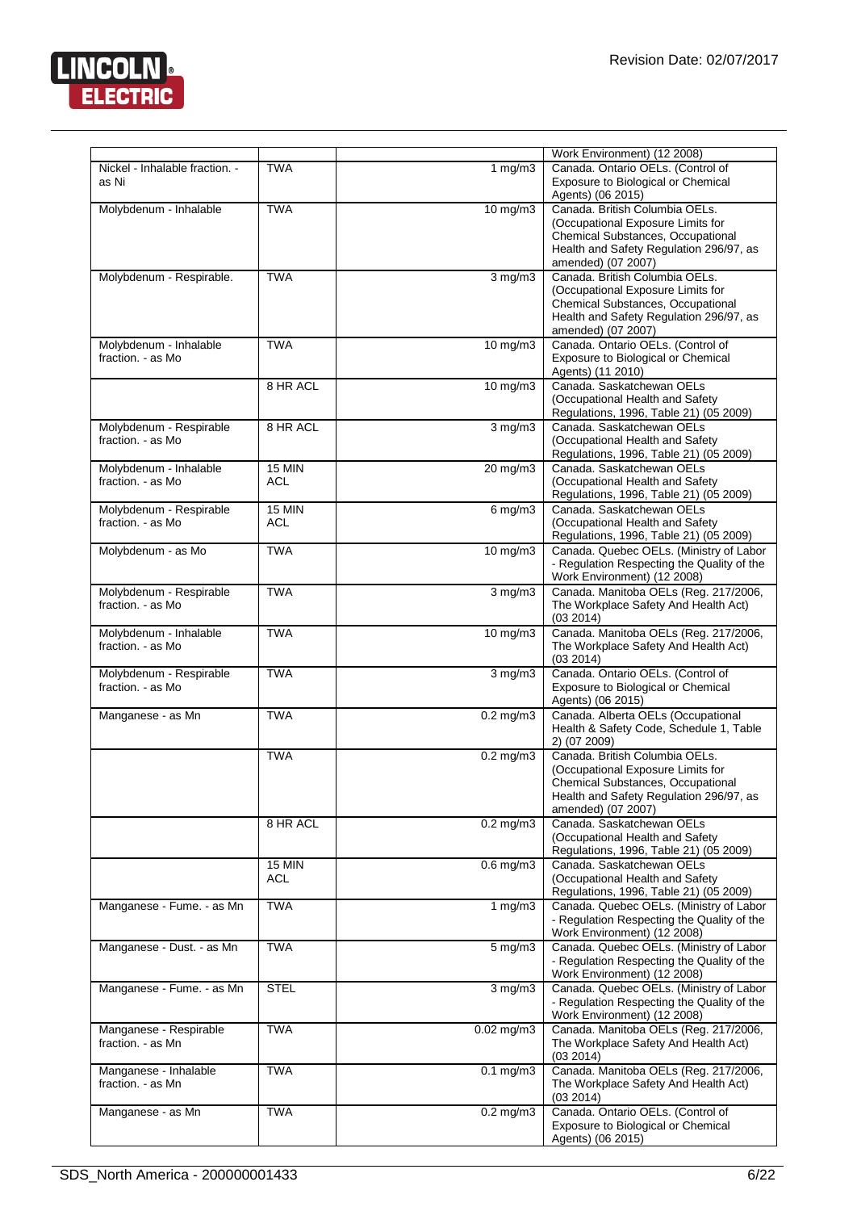| | | | |
|---|---|---|---|
| | | | Work Environment) (12 2008) |
| Nickel - Inhalable fraction. - as Ni | TWA | 1 mg/m3 | Canada. Ontario OELs. (Control of Exposure to Biological or Chemical Agents) (06 2015) |
| Molybdenum - Inhalable | TWA | 10 mg/m3 | Canada. British Columbia OELs. (Occupational Exposure Limits for Chemical Substances, Occupational Health and Safety Regulation 296/97, as amended) (07 2007) |
| Molybdenum - Respirable. | TWA | 3 mg/m3 | Canada. British Columbia OELs. (Occupational Exposure Limits for Chemical Substances, Occupational Health and Safety Regulation 296/97, as amended) (07 2007) |
| Molybdenum - Inhalable fraction. - as Mo | TWA | 10 mg/m3 | Canada. Ontario OELs. (Control of Exposure to Biological or Chemical Agents) (11 2010) |
| | 8 HR ACL | 10 mg/m3 | Canada. Saskatchewan OELs (Occupational Health and Safety Regulations, 1996, Table 21) (05 2009) |
| Molybdenum - Respirable fraction. - as Mo | 8 HR ACL | 3 mg/m3 | Canada. Saskatchewan OELs (Occupational Health and Safety Regulations, 1996, Table 21) (05 2009) |
| Molybdenum - Inhalable fraction. - as Mo | 15 MIN ACL | 20 mg/m3 | Canada. Saskatchewan OELs (Occupational Health and Safety Regulations, 1996, Table 21) (05 2009) |
| Molybdenum - Respirable fraction. - as Mo | 15 MIN ACL | 6 mg/m3 | Canada. Saskatchewan OELs (Occupational Health and Safety Regulations, 1996, Table 21) (05 2009) |
| Molybdenum - as Mo | TWA | 10 mg/m3 | Canada. Quebec OELs. (Ministry of Labor - Regulation Respecting the Quality of the Work Environment) (12 2008) |
| Molybdenum - Respirable fraction. - as Mo | TWA | 3 mg/m3 | Canada. Manitoba OELs (Reg. 217/2006, The Workplace Safety And Health Act) (03 2014) |
| Molybdenum - Inhalable fraction. - as Mo | TWA | 10 mg/m3 | Canada. Manitoba OELs (Reg. 217/2006, The Workplace Safety And Health Act) (03 2014) |
| Molybdenum - Respirable fraction. - as Mo | TWA | 3 mg/m3 | Canada. Ontario OELs. (Control of Exposure to Biological or Chemical Agents) (06 2015) |
| Manganese - as Mn | TWA | 0.2 mg/m3 | Canada. Alberta OELs (Occupational Health & Safety Code, Schedule 1, Table 2) (07 2009) |
| | TWA | 0.2 mg/m3 | Canada. British Columbia OELs. (Occupational Exposure Limits for Chemical Substances, Occupational Health and Safety Regulation 296/97, as amended) (07 2007) |
| | 8 HR ACL | 0.2 mg/m3 | Canada. Saskatchewan OELs (Occupational Health and Safety Regulations, 1996, Table 21) (05 2009) |
| | 15 MIN ACL | 0.6 mg/m3 | Canada. Saskatchewan OELs (Occupational Health and Safety Regulations, 1996, Table 21) (05 2009) |
| Manganese - Fume. - as Mn | TWA | 1 mg/m3 | Canada. Quebec OELs. (Ministry of Labor - Regulation Respecting the Quality of the Work Environment) (12 2008) |
| Manganese - Dust. - as Mn | TWA | 5 mg/m3 | Canada. Quebec OELs. (Ministry of Labor - Regulation Respecting the Quality of the Work Environment) (12 2008) |
| Manganese - Fume. - as Mn | STEL | 3 mg/m3 | Canada. Quebec OELs. (Ministry of Labor - Regulation Respecting the Quality of the Work Environment) (12 2008) |
| Manganese - Respirable fraction. - as Mn | TWA | 0.02 mg/m3 | Canada. Manitoba OELs (Reg. 217/2006, The Workplace Safety And Health Act) (03 2014) |
| Manganese - Inhalable fraction. - as Mn | TWA | 0.1 mg/m3 | Canada. Manitoba OELs (Reg. 217/2006, The Workplace Safety And Health Act) (03 2014) |
| Manganese - as Mn | TWA | 0.2 mg/m3 | Canada. Ontario OELs. (Control of Exposure to Biological or Chemical Agents) (06 2015) |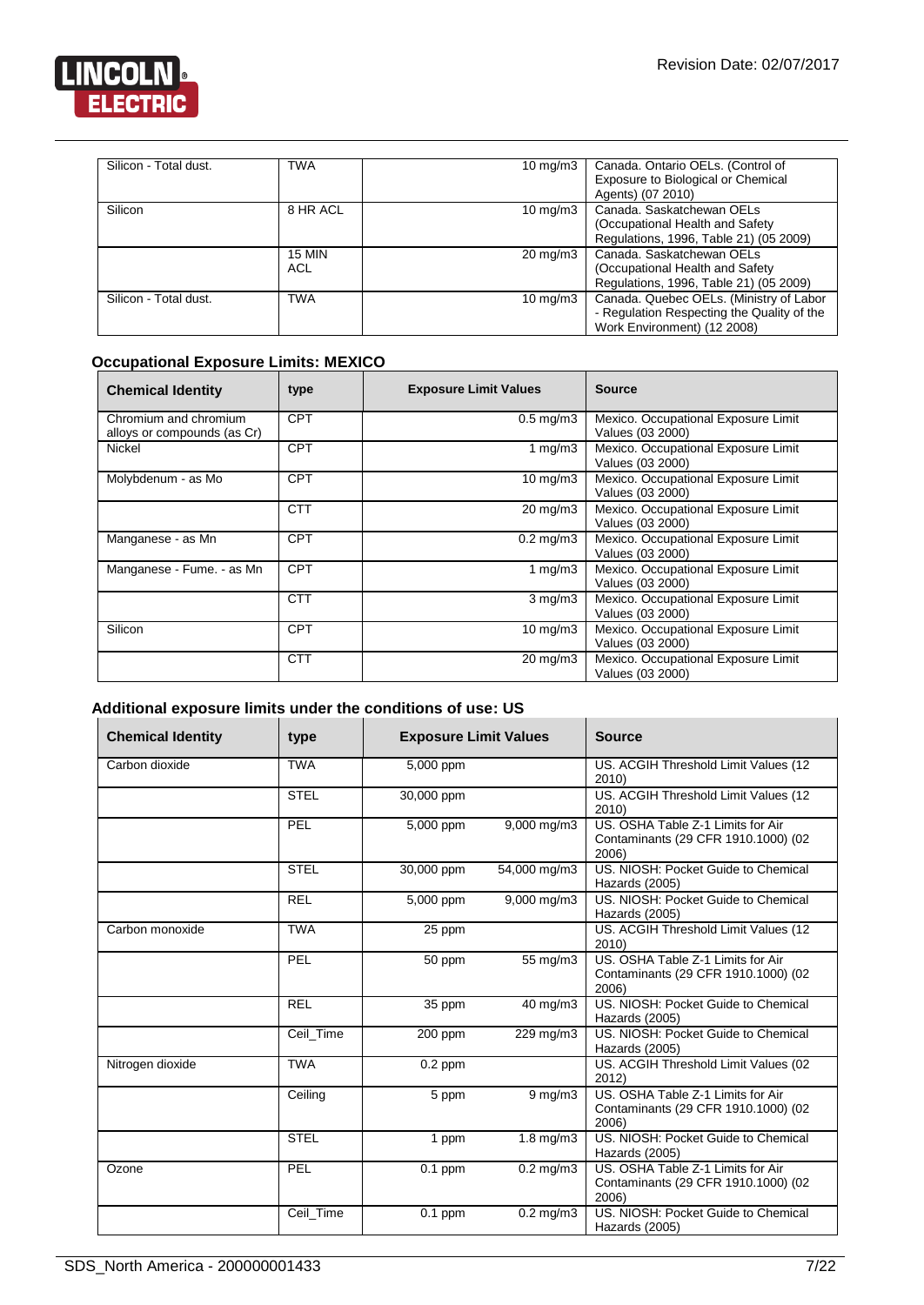| Silicon - Total dust. | TWA | 10 mg/m3 | Canada. Ontario OELs. (Control of Exposure to Biological or Chemical Agents) (07 2010) |
|---|---|---|---|
| Silicon | 8 HR ACL | 10 mg/m3 | Canada. Saskatchewan OELs (Occupational Health and Safety Regulations, 1996, Table 21) (05 2009) |
| | 15 MIN ACL | 20 mg/m3 | Canada. Saskatchewan OELs (Occupational Health and Safety Regulations, 1996, Table 21) (05 2009) |
| Silicon - Total dust. | TWA | 10 mg/m3 | Canada. Quebec OELs. (Ministry of Labor - Regulation Respecting the Quality of the Work Environment) (12 2008) |

### Occupational Exposure Limits: MEXICO

| Chemical Identity | type | Exposure Limit Values | Source |
|---|---|---|---|
| Chromium and chromium alloys or compounds (as Cr) | CPT | 0.5 mg/m3 | Mexico. Occupational Exposure Limit Values (03 2000) |
| Nickel | CPT | 1 mg/m3 | Mexico. Occupational Exposure Limit Values (03 2000) |
| Molybdenum - as Mo | CPT | 10 mg/m3 | Mexico. Occupational Exposure Limit Values (03 2000) |
| | CTT | 20 mg/m3 | Mexico. Occupational Exposure Limit Values (03 2000) |
| Manganese - as Mn | CPT | 0.2 mg/m3 | Mexico. Occupational Exposure Limit Values (03 2000) |
| Manganese - Fume. - as Mn | CPT | 1 mg/m3 | Mexico. Occupational Exposure Limit Values (03 2000) |
| | CTT | 3 mg/m3 | Mexico. Occupational Exposure Limit Values (03 2000) |
| Silicon | CPT | 10 mg/m3 | Mexico. Occupational Exposure Limit Values (03 2000) |
| | CTT | 20 mg/m3 | Mexico. Occupational Exposure Limit Values (03 2000) |

### Additional exposure limits under the conditions of use: US

| Chemical Identity | type | Exposure Limit Values | | Source |
|---|---|---|---|---|
| Carbon dioxide | TWA | 5,000 ppm | | US. ACGIH Threshold Limit Values (12 2010) |
| | STEL | 30,000 ppm | | US. ACGIH Threshold Limit Values (12 2010) |
| | PEL | 5,000 ppm | 9,000 mg/m3 | US. OSHA Table Z-1 Limits for Air Contaminants (29 CFR 1910.1000) (02 2006) |
| | STEL | 30,000 ppm | 54,000 mg/m3 | US. NIOSH: Pocket Guide to Chemical Hazards (2005) |
| | REL | 5,000 ppm | 9,000 mg/m3 | US. NIOSH: Pocket Guide to Chemical Hazards (2005) |
| Carbon monoxide | TWA | 25 ppm | | US. ACGIH Threshold Limit Values (12 2010) |
| | PEL | 50 ppm | 55 mg/m3 | US. OSHA Table Z-1 Limits for Air Contaminants (29 CFR 1910.1000) (02 2006) |
| | REL | 35 ppm | 40 mg/m3 | US. NIOSH: Pocket Guide to Chemical Hazards (2005) |
| | Ceil_Time | 200 ppm | 229 mg/m3 | US. NIOSH: Pocket Guide to Chemical Hazards (2005) |
| Nitrogen dioxide | TWA | 0.2 ppm | | US. ACGIH Threshold Limit Values (02 2012) |
| | Ceiling | 5 ppm | 9 mg/m3 | US. OSHA Table Z-1 Limits for Air Contaminants (29 CFR 1910.1000) (02 2006) |
| | STEL | 1 ppm | 1.8 mg/m3 | US. NIOSH: Pocket Guide to Chemical Hazards (2005) |
| Ozone | PEL | 0.1 ppm | 0.2 mg/m3 | US. OSHA Table Z-1 Limits for Air Contaminants (29 CFR 1910.1000) (02 2006) |
| | Ceil_Time | 0.1 ppm | 0.2 mg/m3 | US. NIOSH: Pocket Guide to Chemical Hazards (2005) |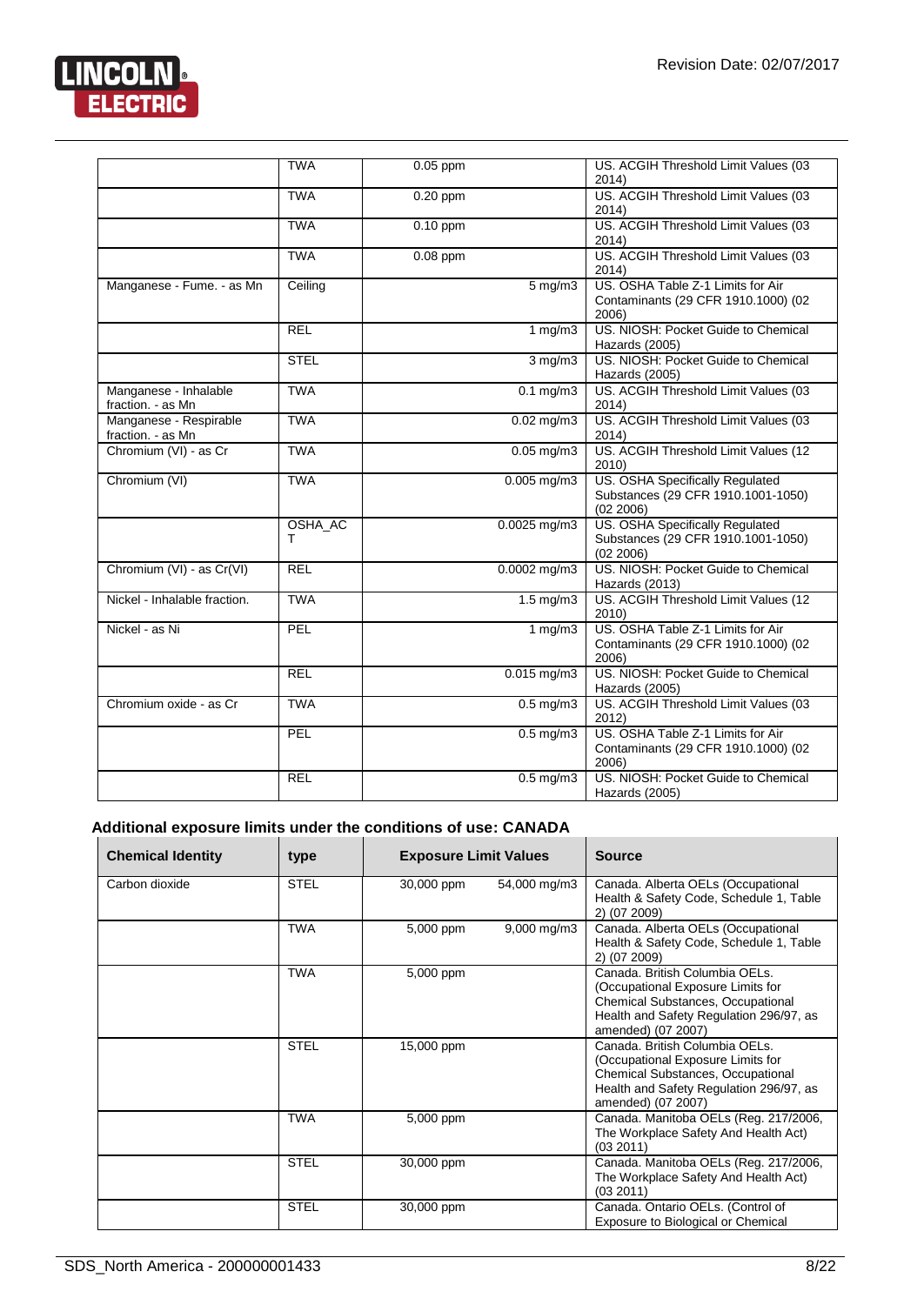| | | | |
|---|---|---|---|
| | TWA | 0.05 ppm | US. ACGIH Threshold Limit Values (03 2014) |
| | TWA | 0.20 ppm | US. ACGIH Threshold Limit Values (03 2014) |
| | TWA | 0.10 ppm | US. ACGIH Threshold Limit Values (03 2014) |
| | TWA | 0.08 ppm | US. ACGIH Threshold Limit Values (03 2014) |
| Manganese - Fume. - as Mn | Ceiling | 5 mg/m3 | US. OSHA Table Z-1 Limits for Air Contaminants (29 CFR 1910.1000) (02 2006) |
| | REL | 1 mg/m3 | US. NIOSH: Pocket Guide to Chemical Hazards (2005) |
| | STEL | 3 mg/m3 | US. NIOSH: Pocket Guide to Chemical Hazards (2005) |
| Manganese - Inhalable fraction. - as Mn | TWA | 0.1 mg/m3 | US. ACGIH Threshold Limit Values (03 2014) |
| Manganese - Respirable fraction. - as Mn | TWA | 0.02 mg/m3 | US. ACGIH Threshold Limit Values (03 2014) |
| Chromium (VI) - as Cr | TWA | 0.05 mg/m3 | US. ACGIH Threshold Limit Values (12 2010) |
| Chromium (VI) | TWA | 0.005 mg/m3 | US. OSHA Specifically Regulated Substances (29 CFR 1910.1001-1050) (02 2006) |
| | OSHA_ACT | 0.0025 mg/m3 | US. OSHA Specifically Regulated Substances (29 CFR 1910.1001-1050) (02 2006) |
| Chromium (VI) - as Cr(VI) | REL | 0.0002 mg/m3 | US. NIOSH: Pocket Guide to Chemical Hazards (2013) |
| Nickel - Inhalable fraction. | TWA | 1.5 mg/m3 | US. ACGIH Threshold Limit Values (12 2010) |
| Nickel - as Ni | PEL | 1 mg/m3 | US. OSHA Table Z-1 Limits for Air Contaminants (29 CFR 1910.1000) (02 2006) |
| | REL | 0.015 mg/m3 | US. NIOSH: Pocket Guide to Chemical Hazards (2005) |
| Chromium oxide - as Cr | TWA | 0.5 mg/m3 | US. ACGIH Threshold Limit Values (03 2012) |
| | PEL | 0.5 mg/m3 | US. OSHA Table Z-1 Limits for Air Contaminants (29 CFR 1910.1000) (02 2006) |
| | REL | 0.5 mg/m3 | US. NIOSH: Pocket Guide to Chemical Hazards (2005) |

### Additional exposure limits under the conditions of use: CANADA

| Chemical Identity | type | Exposure Limit Values | | Source |
|---|---|---|---|---|
| Carbon dioxide | STEL | 30,000 ppm | 54,000 mg/m3 | Canada. Alberta OELs (Occupational Health & Safety Code, Schedule 1, Table 2) (07 2009) |
| | TWA | 5,000 ppm | 9,000 mg/m3 | Canada. Alberta OELs (Occupational Health & Safety Code, Schedule 1, Table 2) (07 2009) |
| | TWA | 5,000 ppm | | Canada. British Columbia OELs. (Occupational Exposure Limits for Chemical Substances, Occupational Health and Safety Regulation 296/97, as amended) (07 2007) |
| | STEL | 15,000 ppm | | Canada. British Columbia OELs. (Occupational Exposure Limits for Chemical Substances, Occupational Health and Safety Regulation 296/97, as amended) (07 2007) |
| | TWA | 5,000 ppm | | Canada. Manitoba OELs (Reg. 217/2006, The Workplace Safety And Health Act) (03 2011) |
| | STEL | 30,000 ppm | | Canada. Manitoba OELs (Reg. 217/2006, The Workplace Safety And Health Act) (03 2011) |
| | STEL | 30,000 ppm | | Canada. Ontario OELs. (Control of Exposure to Biological or Chemical |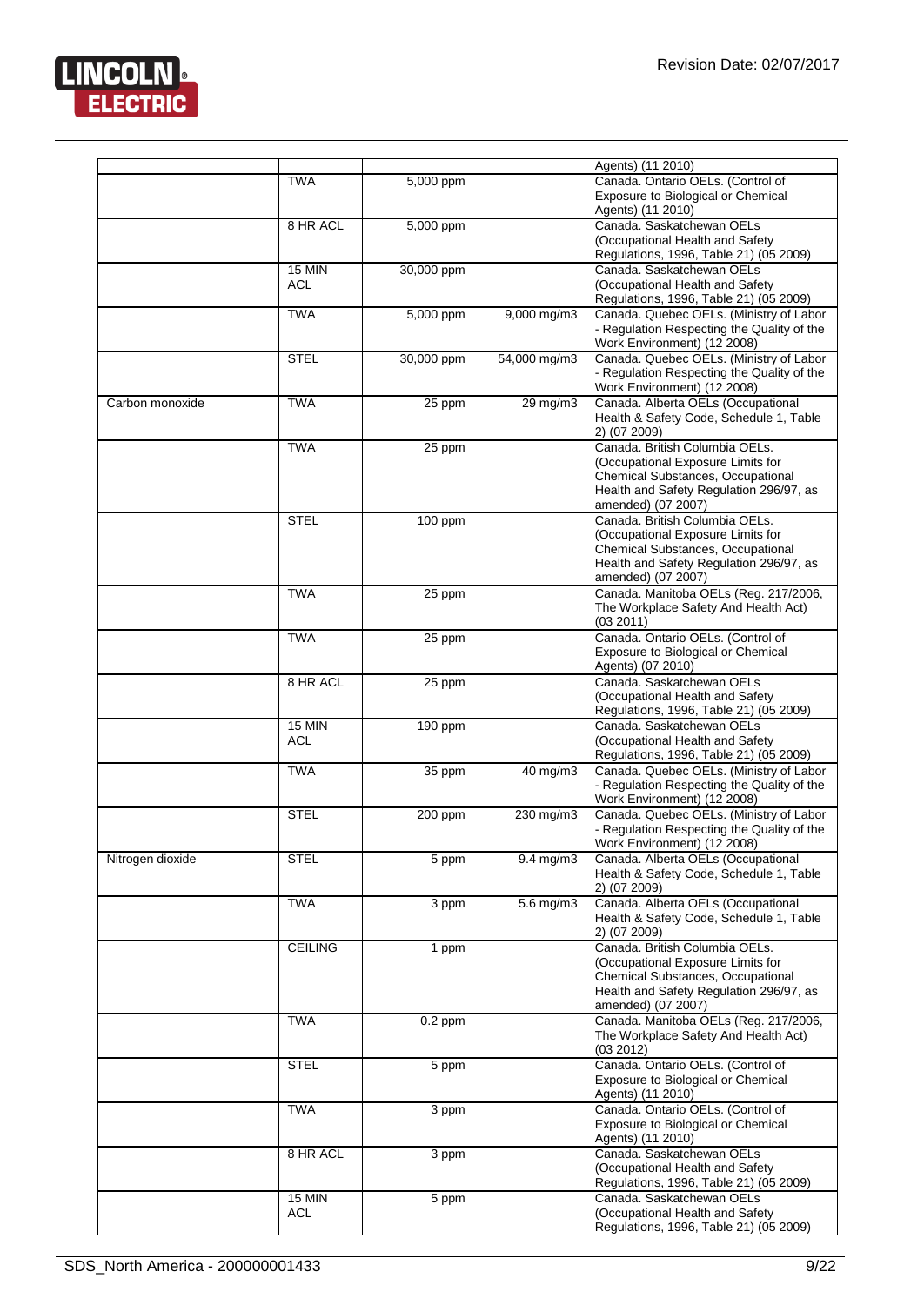| | | | | Agents) (11 2010) |
|---|---|---|---|---|
| | TWA | 5,000 ppm | | Canada. Ontario OELs. (Control of Exposure to Biological or Chemical Agents) (11 2010) |
| | 8 HR ACL | 5,000 ppm | | Canada. Saskatchewan OELs (Occupational Health and Safety Regulations, 1996, Table 21) (05 2009) |
| | 15 MIN ACL | 30,000 ppm | | Canada. Saskatchewan OELs (Occupational Health and Safety Regulations, 1996, Table 21) (05 2009) |
| | TWA | 5,000 ppm | 9,000 mg/m3 | Canada. Quebec OELs. (Ministry of Labor - Regulation Respecting the Quality of the Work Environment) (12 2008) |
| | STEL | 30,000 ppm | 54,000 mg/m3 | Canada. Quebec OELs. (Ministry of Labor - Regulation Respecting the Quality of the Work Environment) (12 2008) |
| Carbon monoxide | TWA | 25 ppm | 29 mg/m3 | Canada. Alberta OELs (Occupational Health & Safety Code, Schedule 1, Table 2) (07 2009) |
| | TWA | 25 ppm | | Canada. British Columbia OELs. (Occupational Exposure Limits for Chemical Substances, Occupational Health and Safety Regulation 296/97, as amended) (07 2007) |
| | STEL | 100 ppm | | Canada. British Columbia OELs. (Occupational Exposure Limits for Chemical Substances, Occupational Health and Safety Regulation 296/97, as amended) (07 2007) |
| | TWA | 25 ppm | | Canada. Manitoba OELs (Reg. 217/2006, The Workplace Safety And Health Act) (03 2011) |
| | TWA | 25 ppm | | Canada. Ontario OELs. (Control of Exposure to Biological or Chemical Agents) (07 2010) |
| | 8 HR ACL | 25 ppm | | Canada. Saskatchewan OELs (Occupational Health and Safety Regulations, 1996, Table 21) (05 2009) |
| | 15 MIN ACL | 190 ppm | | Canada. Saskatchewan OELs (Occupational Health and Safety Regulations, 1996, Table 21) (05 2009) |
| | TWA | 35 ppm | 40 mg/m3 | Canada. Quebec OELs. (Ministry of Labor - Regulation Respecting the Quality of the Work Environment) (12 2008) |
| | STEL | 200 ppm | 230 mg/m3 | Canada. Quebec OELs. (Ministry of Labor - Regulation Respecting the Quality of the Work Environment) (12 2008) |
| Nitrogen dioxide | STEL | 5 ppm | 9.4 mg/m3 | Canada. Alberta OELs (Occupational Health & Safety Code, Schedule 1, Table 2) (07 2009) |
| | TWA | 3 ppm | 5.6 mg/m3 | Canada. Alberta OELs (Occupational Health & Safety Code, Schedule 1, Table 2) (07 2009) |
| | CEILING | 1 ppm | | Canada. British Columbia OELs. (Occupational Exposure Limits for Chemical Substances, Occupational Health and Safety Regulation 296/97, as amended) (07 2007) |
| | TWA | 0.2 ppm | | Canada. Manitoba OELs (Reg. 217/2006, The Workplace Safety And Health Act) (03 2012) |
| | STEL | 5 ppm | | Canada. Ontario OELs. (Control of Exposure to Biological or Chemical Agents) (11 2010) |
| | TWA | 3 ppm | | Canada. Ontario OELs. (Control of Exposure to Biological or Chemical Agents) (11 2010) |
| | 8 HR ACL | 3 ppm | | Canada. Saskatchewan OELs (Occupational Health and Safety Regulations, 1996, Table 21) (05 2009) |
| | 15 MIN ACL | 5 ppm | | Canada. Saskatchewan OELs (Occupational Health and Safety Regulations, 1996, Table 21) (05 2009) |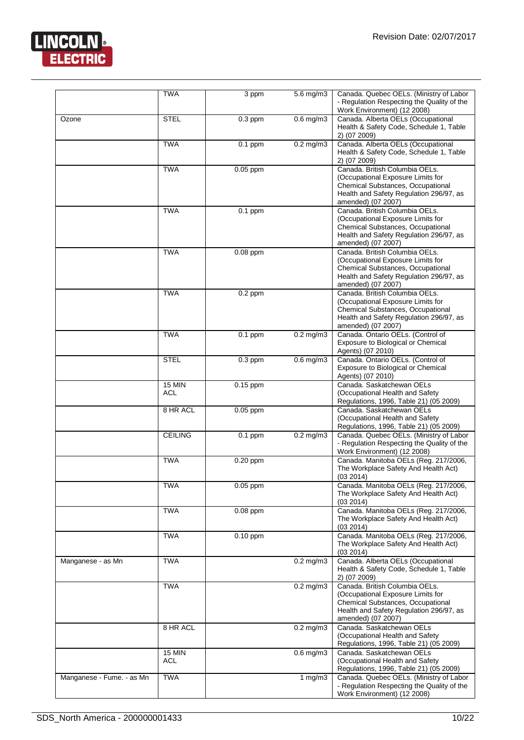| | TWA | 3 ppm | 5.6 mg/m3 | Canada. Quebec OELs. (Ministry of Labor - Regulation Respecting the Quality of the Work Environment) (12 2008) |
|---|---|---|---|---|
| Ozone | STEL | 0.3 ppm | 0.6 mg/m3 | Canada. Alberta OELs (Occupational Health & Safety Code, Schedule 1, Table 2) (07 2009) |
| | TWA | 0.1 ppm | 0.2 mg/m3 | Canada. Alberta OELs (Occupational Health & Safety Code, Schedule 1, Table 2) (07 2009) |
| | TWA | 0.05 ppm | | Canada. British Columbia OELs. (Occupational Exposure Limits for Chemical Substances, Occupational Health and Safety Regulation 296/97, as amended) (07 2007) |
| | TWA | 0.1 ppm | | Canada. British Columbia OELs. (Occupational Exposure Limits for Chemical Substances, Occupational Health and Safety Regulation 296/97, as amended) (07 2007) |
| | TWA | 0.08 ppm | | Canada. British Columbia OELs. (Occupational Exposure Limits for Chemical Substances, Occupational Health and Safety Regulation 296/97, as amended) (07 2007) |
| | TWA | 0.2 ppm | | Canada. British Columbia OELs. (Occupational Exposure Limits for Chemical Substances, Occupational Health and Safety Regulation 296/97, as amended) (07 2007) |
| | TWA | 0.1 ppm | 0.2 mg/m3 | Canada. Ontario OELs. (Control of Exposure to Biological or Chemical Agents) (07 2010) |
| | STEL | 0.3 ppm | 0.6 mg/m3 | Canada. Ontario OELs. (Control of Exposure to Biological or Chemical Agents) (07 2010) |
| | 15 MIN ACL | 0.15 ppm | | Canada. Saskatchewan OELs (Occupational Health and Safety Regulations, 1996, Table 21) (05 2009) |
| | 8 HR ACL | 0.05 ppm | | Canada. Saskatchewan OELs (Occupational Health and Safety Regulations, 1996, Table 21) (05 2009) |
| | CEILING | 0.1 ppm | 0.2 mg/m3 | Canada. Quebec OELs. (Ministry of Labor - Regulation Respecting the Quality of the Work Environment) (12 2008) |
| | TWA | 0.20 ppm | | Canada. Manitoba OELs (Reg. 217/2006, The Workplace Safety And Health Act) (03 2014) |
| | TWA | 0.05 ppm | | Canada. Manitoba OELs (Reg. 217/2006, The Workplace Safety And Health Act) (03 2014) |
| | TWA | 0.08 ppm | | Canada. Manitoba OELs (Reg. 217/2006, The Workplace Safety And Health Act) (03 2014) |
| | TWA | 0.10 ppm | | Canada. Manitoba OELs (Reg. 217/2006, The Workplace Safety And Health Act) (03 2014) |
| Manganese - as Mn | TWA | | 0.2 mg/m3 | Canada. Alberta OELs (Occupational Health & Safety Code, Schedule 1, Table 2) (07 2009) |
| | TWA | | 0.2 mg/m3 | Canada. British Columbia OELs. (Occupational Exposure Limits for Chemical Substances, Occupational Health and Safety Regulation 296/97, as amended) (07 2007) |
| | 8 HR ACL | | 0.2 mg/m3 | Canada. Saskatchewan OELs (Occupational Health and Safety Regulations, 1996, Table 21) (05 2009) |
| | 15 MIN ACL | | 0.6 mg/m3 | Canada. Saskatchewan OELs (Occupational Health and Safety Regulations, 1996, Table 21) (05 2009) |
| Manganese - Fume. - as Mn | TWA | | 1 mg/m3 | Canada. Quebec OELs. (Ministry of Labor - Regulation Respecting the Quality of the Work Environment) (12 2008) |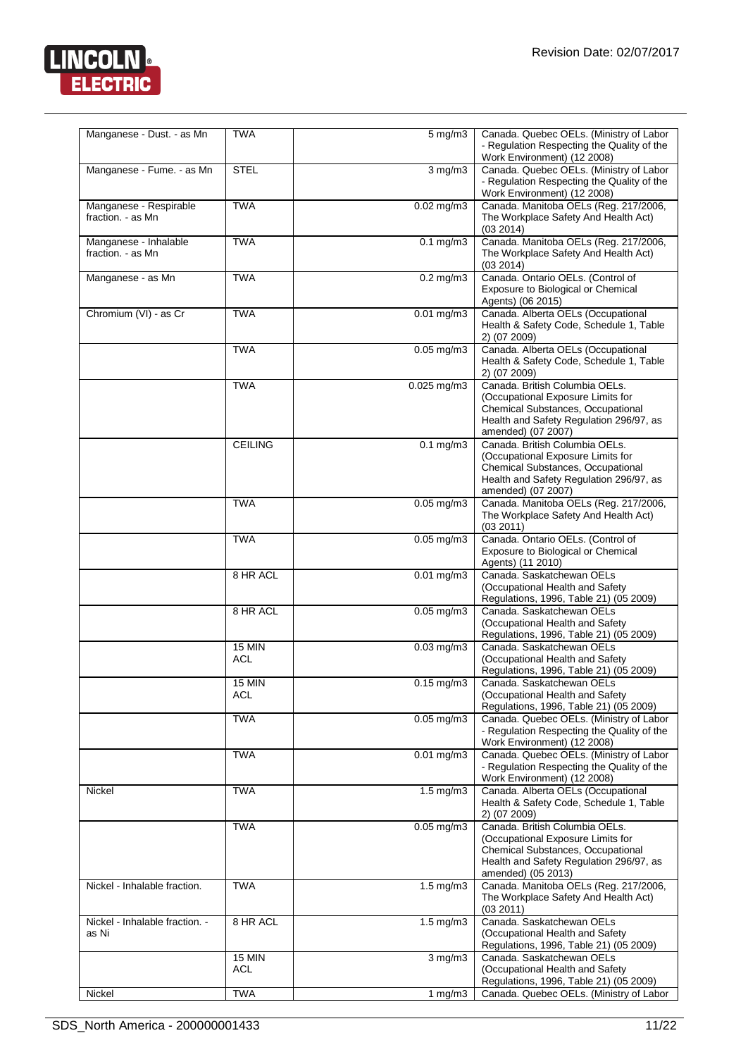| | | | |
|---|---|---|---|
| Manganese - Dust. - as Mn | TWA | 5 mg/m3 | Canada. Quebec OELs. (Ministry of Labor - Regulation Respecting the Quality of the Work Environment) (12 2008) |
| Manganese - Fume. - as Mn | STEL | 3 mg/m3 | Canada. Quebec OELs. (Ministry of Labor - Regulation Respecting the Quality of the Work Environment) (12 2008) |
| Manganese - Respirable fraction. - as Mn | TWA | 0.02 mg/m3 | Canada. Manitoba OELs (Reg. 217/2006, The Workplace Safety And Health Act) (03 2014) |
| Manganese - Inhalable fraction. - as Mn | TWA | 0.1 mg/m3 | Canada. Manitoba OELs (Reg. 217/2006, The Workplace Safety And Health Act) (03 2014) |
| Manganese - as Mn | TWA | 0.2 mg/m3 | Canada. Ontario OELs. (Control of Exposure to Biological or Chemical Agents) (06 2015) |
| Chromium (VI) - as Cr | TWA | 0.01 mg/m3 | Canada. Alberta OELs (Occupational Health & Safety Code, Schedule 1, Table 2) (07 2009) |
| | TWA | 0.05 mg/m3 | Canada. Alberta OELs (Occupational Health & Safety Code, Schedule 1, Table 2) (07 2009) |
| | TWA | 0.025 mg/m3 | Canada. British Columbia OELs. (Occupational Exposure Limits for Chemical Substances, Occupational Health and Safety Regulation 296/97, as amended) (07 2007) |
| | CEILING | 0.1 mg/m3 | Canada. British Columbia OELs. (Occupational Exposure Limits for Chemical Substances, Occupational Health and Safety Regulation 296/97, as amended) (07 2007) |
| | TWA | 0.05 mg/m3 | Canada. Manitoba OELs (Reg. 217/2006, The Workplace Safety And Health Act) (03 2011) |
| | TWA | 0.05 mg/m3 | Canada. Ontario OELs. (Control of Exposure to Biological or Chemical Agents) (11 2010) |
| | 8 HR ACL | 0.01 mg/m3 | Canada. Saskatchewan OELs (Occupational Health and Safety Regulations, 1996, Table 21) (05 2009) |
| | 8 HR ACL | 0.05 mg/m3 | Canada. Saskatchewan OELs (Occupational Health and Safety Regulations, 1996, Table 21) (05 2009) |
| | 15 MIN ACL | 0.03 mg/m3 | Canada. Saskatchewan OELs (Occupational Health and Safety Regulations, 1996, Table 21) (05 2009) |
| | 15 MIN ACL | 0.15 mg/m3 | Canada. Saskatchewan OELs (Occupational Health and Safety Regulations, 1996, Table 21) (05 2009) |
| | TWA | 0.05 mg/m3 | Canada. Quebec OELs. (Ministry of Labor - Regulation Respecting the Quality of the Work Environment) (12 2008) |
| | TWA | 0.01 mg/m3 | Canada. Quebec OELs. (Ministry of Labor - Regulation Respecting the Quality of the Work Environment) (12 2008) |
| Nickel | TWA | 1.5 mg/m3 | Canada. Alberta OELs (Occupational Health & Safety Code, Schedule 1, Table 2) (07 2009) |
| | TWA | 0.05 mg/m3 | Canada. British Columbia OELs. (Occupational Exposure Limits for Chemical Substances, Occupational Health and Safety Regulation 296/97, as amended) (05 2013) |
| Nickel - Inhalable fraction. | TWA | 1.5 mg/m3 | Canada. Manitoba OELs (Reg. 217/2006, The Workplace Safety And Health Act) (03 2011) |
| Nickel - Inhalable fraction. - as Ni | 8 HR ACL | 1.5 mg/m3 | Canada. Saskatchewan OELs (Occupational Health and Safety Regulations, 1996, Table 21) (05 2009) |
| | 15 MIN ACL | 3 mg/m3 | Canada. Saskatchewan OELs (Occupational Health and Safety Regulations, 1996, Table 21) (05 2009) |
| Nickel | TWA | 1 mg/m3 | Canada. Quebec OELs. (Ministry of Labor |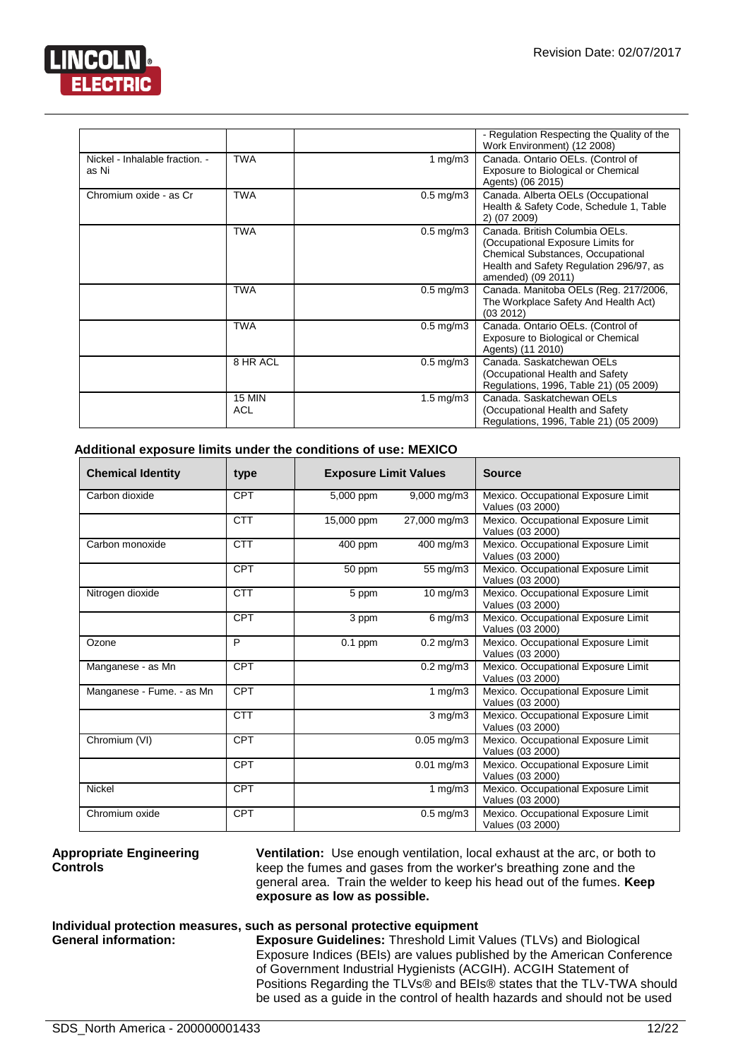| | | | |
|---|---|---|---|
| | | | - Regulation Respecting the Quality of the Work Environment) (12 2008) |
| Nickel - Inhalable fraction. - as Ni | TWA | 1 mg/m3 | Canada. Ontario OELs. (Control of Exposure to Biological or Chemical Agents) (06 2015) |
| Chromium oxide - as Cr | TWA | 0.5 mg/m3 | Canada. Alberta OELs (Occupational Health & Safety Code, Schedule 1, Table 2) (07 2009) |
| | TWA | 0.5 mg/m3 | Canada. British Columbia OELs. (Occupational Exposure Limits for Chemical Substances, Occupational Health and Safety Regulation 296/97, as amended) (09 2011) |
| | TWA | 0.5 mg/m3 | Canada. Manitoba OELs (Reg. 217/2006, The Workplace Safety And Health Act) (03 2012) |
| | TWA | 0.5 mg/m3 | Canada. Ontario OELs. (Control of Exposure to Biological or Chemical Agents) (11 2010) |
| | 8 HR ACL | 0.5 mg/m3 | Canada. Saskatchewan OELs (Occupational Health and Safety Regulations, 1996, Table 21) (05 2009) |
| | 15 MIN ACL | 1.5 mg/m3 | Canada. Saskatchewan OELs (Occupational Health and Safety Regulations, 1996, Table 21) (05 2009) |

**Additional exposure limits under the conditions of use: MEXICO**

| Chemical Identity | type | Exposure Limit Values | | Source |
|---|---|---|---|---|
| Carbon dioxide | CPT | 5,000 ppm | 9,000 mg/m3 | Mexico. Occupational Exposure Limit Values (03 2000) |
| | CTT | 15,000 ppm | 27,000 mg/m3 | Mexico. Occupational Exposure Limit Values (03 2000) |
| Carbon monoxide | CTT | 400 ppm | 400 mg/m3 | Mexico. Occupational Exposure Limit Values (03 2000) |
| | CPT | 50 ppm | 55 mg/m3 | Mexico. Occupational Exposure Limit Values (03 2000) |
| Nitrogen dioxide | CTT | 5 ppm | 10 mg/m3 | Mexico. Occupational Exposure Limit Values (03 2000) |
| | CPT | 3 ppm | 6 mg/m3 | Mexico. Occupational Exposure Limit Values (03 2000) |
| Ozone | P | 0.1 ppm | 0.2 mg/m3 | Mexico. Occupational Exposure Limit Values (03 2000) |
| Manganese - as Mn | CPT | | 0.2 mg/m3 | Mexico. Occupational Exposure Limit Values (03 2000) |
| Manganese - Fume. - as Mn | CPT | | 1 mg/m3 | Mexico. Occupational Exposure Limit Values (03 2000) |
| | CTT | | 3 mg/m3 | Mexico. Occupational Exposure Limit Values (03 2000) |
| Chromium (VI) | CPT | | 0.05 mg/m3 | Mexico. Occupational Exposure Limit Values (03 2000) |
| | CPT | | 0.01 mg/m3 | Mexico. Occupational Exposure Limit Values (03 2000) |
| Nickel | CPT | | 1 mg/m3 | Mexico. Occupational Exposure Limit Values (03 2000) |
| Chromium oxide | CPT | | 0.5 mg/m3 | Mexico. Occupational Exposure Limit Values (03 2000) |

**Appropriate Engineering Controls**

**Ventilation:** Use enough ventilation, local exhaust at the arc, or both to keep the fumes and gases from the worker's breathing zone and the general area. Train the welder to keep his head out of the fumes. **Keep exposure as low as possible.**

**Individual protection measures, such as personal protective equipment**

**General information:**

**Exposure Guidelines:** Threshold Limit Values (TLVs) and Biological Exposure Indices (BEIs) are values published by the American Conference of Government Industrial Hygienists (ACGIH). ACGIH Statement of Positions Regarding the TLVs® and BEIs® states that the TLV-TWA should be used as a guide in the control of health hazards and should not be used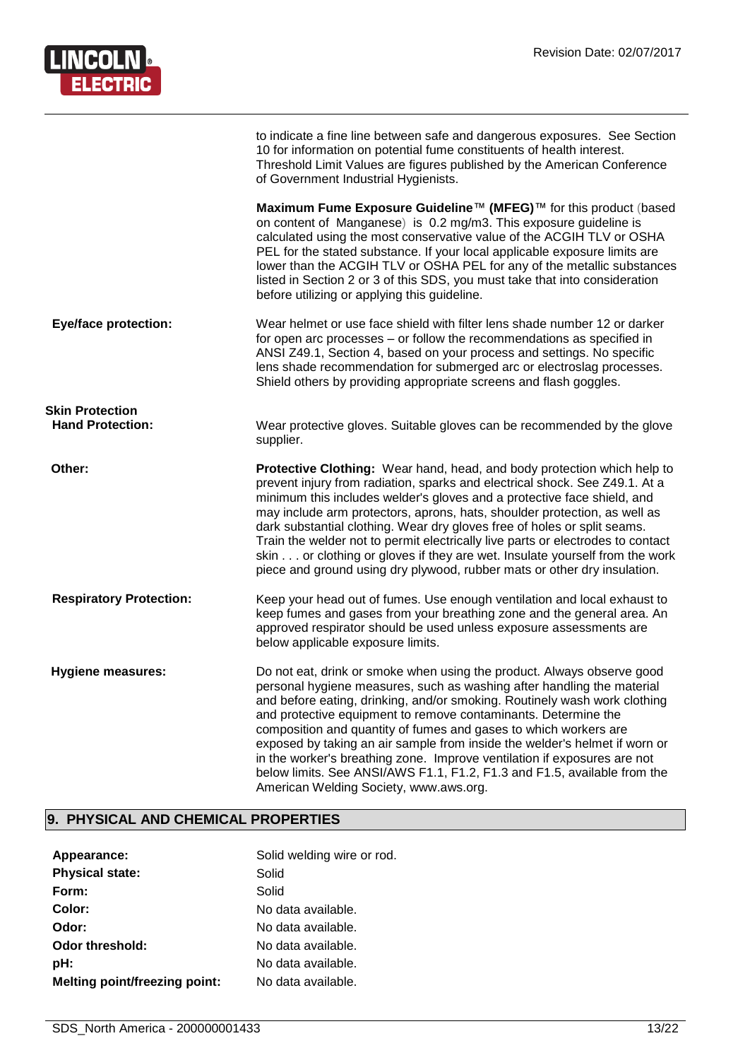to indicate a fine line between safe and dangerous exposures. See Section 10 for information on potential fume constituents of health interest. Threshold Limit Values are figures published by the American Conference of Government Industrial Hygienists.

**Maximum Fume Exposure Guideline™ (MFEG)™** for this product (based on content of Manganese) is 0.2 mg/m3. This exposure guideline is calculated using the most conservative value of the ACGIH TLV or OSHA PEL for the stated substance. If your local applicable exposure limits are lower than the ACGIH TLV or OSHA PEL for any of the metallic substances listed in Section 2 or 3 of this SDS, you must take that into consideration before utilizing or applying this guideline.

**Eye/face protection:** Wear helmet or use face shield with filter lens shade number 12 or darker for open arc processes – or follow the recommendations as specified in ANSI Z49.1, Section 4, based on your process and settings. No specific lens shade recommendation for submerged arc or electroslag processes. Shield others by providing appropriate screens and flash goggles.

**Skin Protection**

**Hand Protection:** Wear protective gloves. Suitable gloves can be recommended by the glove supplier.

**Other:** **Protective Clothing:** Wear hand, head, and body protection which help to prevent injury from radiation, sparks and electrical shock. See Z49.1. At a minimum this includes welder's gloves and a protective face shield, and may include arm protectors, aprons, hats, shoulder protection, as well as dark substantial clothing. Wear dry gloves free of holes or split seams. Train the welder not to permit electrically live parts or electrodes to contact skin . . . or clothing or gloves if they are wet. Insulate yourself from the work piece and ground using dry plywood, rubber mats or other dry insulation.

**Respiratory Protection:** Keep your head out of fumes. Use enough ventilation and local exhaust to keep fumes and gases from your breathing zone and the general area. An approved respirator should be used unless exposure assessments are below applicable exposure limits.

**Hygiene measures:** Do not eat, drink or smoke when using the product. Always observe good personal hygiene measures, such as washing after handling the material and before eating, drinking, and/or smoking. Routinely wash work clothing and protective equipment to remove contaminants. Determine the composition and quantity of fumes and gases to which workers are exposed by taking an air sample from inside the welder's helmet if worn or in the worker's breathing zone. Improve ventilation if exposures are not below limits. See ANSI/AWS F1.1, F1.2, F1.3 and F1.5, available from the American Welding Society, www.aws.org.

## 9. PHYSICAL AND CHEMICAL PROPERTIES

| | |
|---|---|
| **Appearance:** | Solid welding wire or rod. |
| **Physical state:** | Solid |
| **Form:** | Solid |
| **Color:** | No data available. |
| **Odor:** | No data available. |
| **Odor threshold:** | No data available. |
| **pH:** | No data available. |
| **Melting point/freezing point:** | No data available. |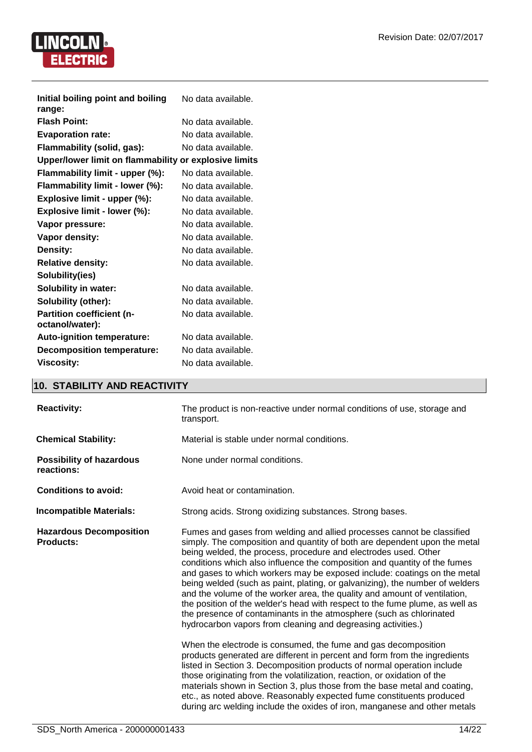| | |
|---|---|
| **Initial boiling point and boiling range:** | No data available. |
| **Flash Point:** | No data available. |
| **Evaporation rate:** | No data available. |
| **Flammability (solid, gas):** | No data available. |
| **Upper/lower limit on flammability or explosive limits** | |
| **Flammability limit - upper (%):** | No data available. |
| **Flammability limit - lower (%):** | No data available. |
| **Explosive limit - upper (%):** | No data available. |
| **Explosive limit - lower (%):** | No data available. |
| **Vapor pressure:** | No data available. |
| **Vapor density:** | No data available. |
| **Density:** | No data available. |
| **Relative density:** | No data available. |
| **Solubility(ies)** | |
| **Solubility in water:** | No data available. |
| **Solubility (other):** | No data available. |
| **Partition coefficient (n-octanol/water):** | No data available. |
| **Auto-ignition temperature:** | No data available. |
| **Decomposition temperature:** | No data available. |
| **Viscosity:** | No data available. |

## 10. STABILITY AND REACTIVITY

**Reactivity:** The product is non-reactive under normal conditions of use, storage and transport.

**Chemical Stability:** Material is stable under normal conditions.

**Possibility of hazardous reactions:** None under normal conditions.

**Conditions to avoid:** Avoid heat or contamination.

**Incompatible Materials:** Strong acids. Strong oxidizing substances. Strong bases.

**Hazardous Decomposition Products:** Fumes and gases from welding and allied processes cannot be classified simply. The composition and quantity of both are dependent upon the metal being welded, the process, procedure and electrodes used. Other conditions which also influence the composition and quantity of the fumes and gases to which workers may be exposed include: coatings on the metal being welded (such as paint, plating, or galvanizing), the number of welders and the volume of the worker area, the quality and amount of ventilation, the position of the welder's head with respect to the fume plume, as well as the presence of contaminants in the atmosphere (such as chlorinated hydrocarbon vapors from cleaning and degreasing activities.)

When the electrode is consumed, the fume and gas decomposition products generated are different in percent and form from the ingredients listed in Section 3. Decomposition products of normal operation include those originating from the volatilization, reaction, or oxidation of the materials shown in Section 3, plus those from the base metal and coating, etc., as noted above. Reasonably expected fume constituents produced during arc welding include the oxides of iron, manganese and other metals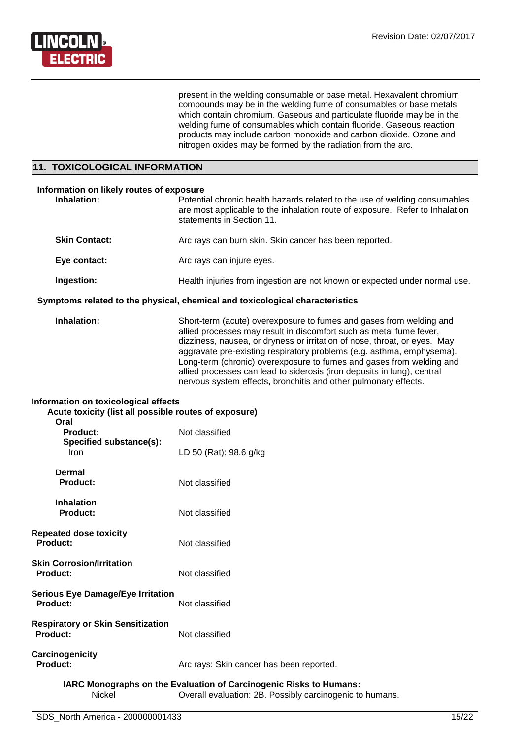present in the welding consumable or base metal. Hexavalent chromium compounds may be in the welding fume of consumables or base metals which contain chromium. Gaseous and particulate fluoride may be in the welding fume of consumables which contain fluoride. Gaseous reaction products may include carbon monoxide and carbon dioxide. Ozone and nitrogen oxides may be formed by the radiation from the arc.

## 11. TOXICOLOGICAL INFORMATION

**Information on likely routes of exposure**

**Inhalation:** Potential chronic health hazards related to the use of welding consumables are most applicable to the inhalation route of exposure. Refer to Inhalation statements in Section 11.

**Skin Contact:** Arc rays can burn skin. Skin cancer has been reported.

**Eye contact:** Arc rays can injure eyes.

**Ingestion:** Health injuries from ingestion are not known or expected under normal use.

**Symptoms related to the physical, chemical and toxicological characteristics**

**Inhalation:** Short-term (acute) overexposure to fumes and gases from welding and allied processes may result in discomfort such as metal fume fever, dizziness, nausea, or dryness or irritation of nose, throat, or eyes. May aggravate pre-existing respiratory problems (e.g. asthma, emphysema). Long-term (chronic) overexposure to fumes and gases from welding and allied processes can lead to siderosis (iron deposits in lung), central nervous system effects, bronchitis and other pulmonary effects.

**Information on toxicological effects**

**Acute toxicity (list all possible routes of exposure)**

**Oral**

**Product:** Not classified

**Specified substance(s):**

Iron: LD 50 (Rat): 98.6 g/kg

**Dermal**

**Product:** Not classified

**Inhalation**

**Product:** Not classified

**Repeated dose toxicity**

**Product:** Not classified

**Skin Corrosion/Irritation**

**Product:** Not classified

**Serious Eye Damage/Eye Irritation**

**Product:** Not classified

**Respiratory or Skin Sensitization**

**Product:** Not classified

**Carcinogenicity**

**Product:** Arc rays: Skin cancer has been reported.

**IARC Monographs on the Evaluation of Carcinogenic Risks to Humans:**

Nickel: Overall evaluation: 2B. Possibly carcinogenic to humans.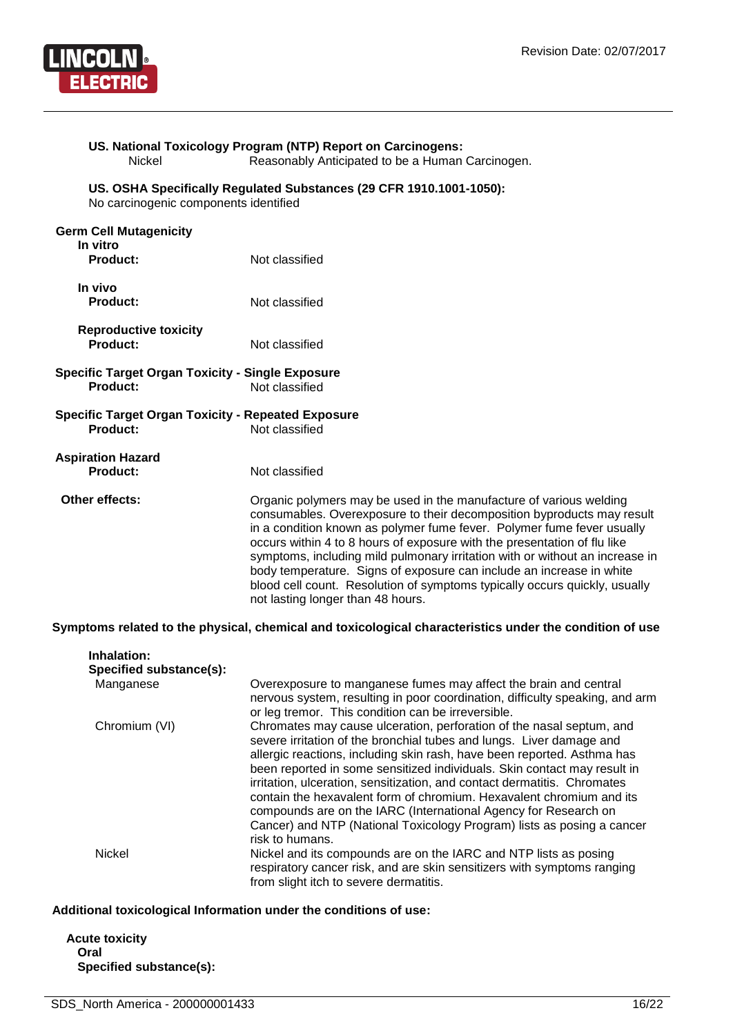**US. National Toxicology Program (NTP) Report on Carcinogens:**

| | |
|---|---|
| Nickel | Reasonably Anticipated to be a Human Carcinogen. |

**US. OSHA Specifically Regulated Substances (29 CFR 1910.1001-1050):**
No carcinogenic components identified

**Germ Cell Mutagenicity**

**In vitro**

**Product:** Not classified

**In vivo**

**Product:** Not classified

**Reproductive toxicity**

**Product:** Not classified

**Specific Target Organ Toxicity - Single Exposure**

**Product:** Not classified

**Specific Target Organ Toxicity - Repeated Exposure**

**Product:** Not classified

**Aspiration Hazard**

**Product:** Not classified

**Other effects:** Organic polymers may be used in the manufacture of various welding consumables. Overexposure to their decomposition byproducts may result in a condition known as polymer fume fever. Polymer fume fever usually occurs within 4 to 8 hours of exposure with the presentation of flu like symptoms, including mild pulmonary irritation with or without an increase in body temperature. Signs of exposure can include an increase in white blood cell count. Resolution of symptoms typically occurs quickly, usually not lasting longer than 48 hours.

**Symptoms related to the physical, chemical and toxicological characteristics under the condition of use**

**Inhalation:**

**Specified substance(s):**

| | |
|---|---|
| Manganese | Overexposure to manganese fumes may affect the brain and central nervous system, resulting in poor coordination, difficulty speaking, and arm or leg tremor. This condition can be irreversible. |
| Chromium (VI) | Chromates may cause ulceration, perforation of the nasal septum, and severe irritation of the bronchial tubes and lungs. Liver damage and allergic reactions, including skin rash, have been reported. Asthma has been reported in some sensitized individuals. Skin contact may result in irritation, ulceration, sensitization, and contact dermatitis. Chromates contain the hexavalent form of chromium. Hexavalent chromium and its compounds are on the IARC (International Agency for Research on Cancer) and NTP (National Toxicology Program) lists as posing a cancer risk to humans. |
| Nickel | Nickel and its compounds are on the IARC and NTP lists as posing respiratory cancer risk, and are skin sensitizers with symptoms ranging from slight itch to severe dermatitis. |

**Additional toxicological Information under the conditions of use:**

**Acute toxicity**

**Oral**

**Specified substance(s):**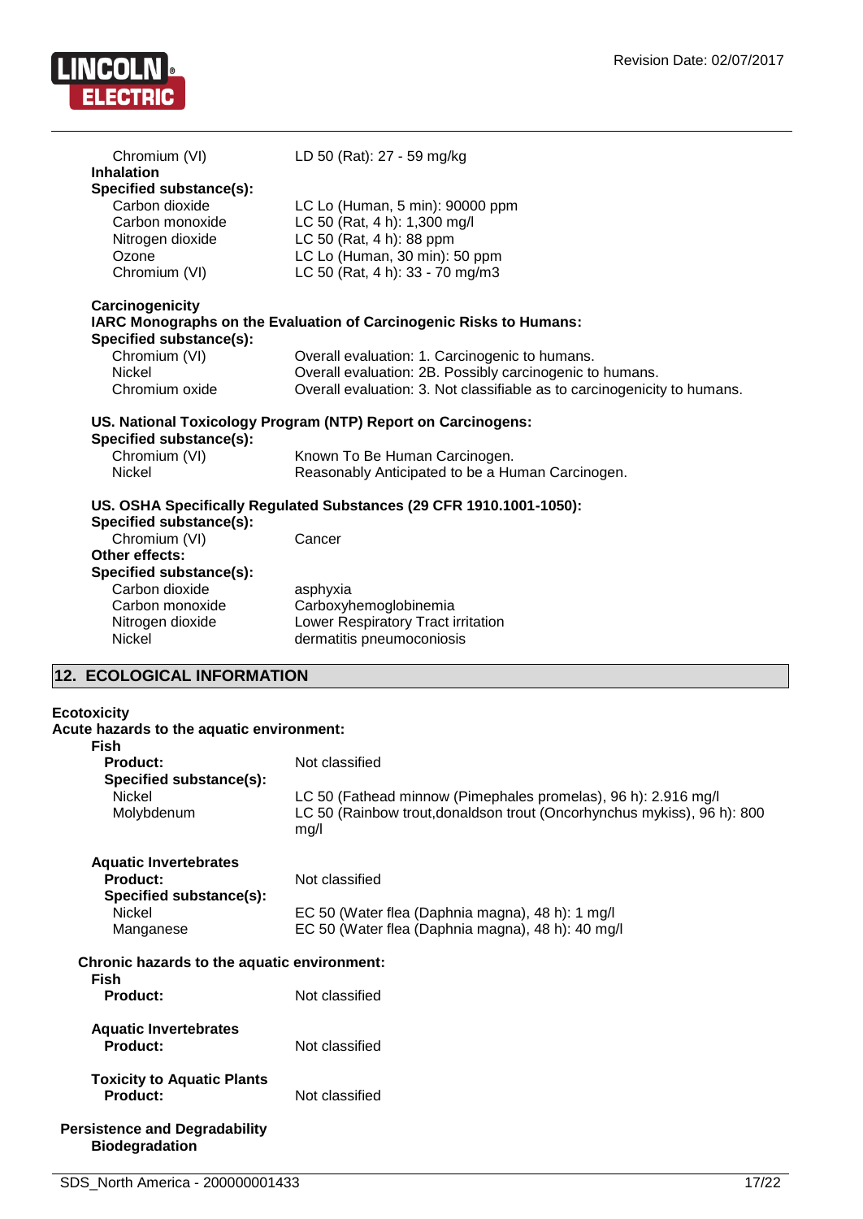| | |
|---|---|
| Chromium (VI) | LD 50 (Rat): 27 - 59 mg/kg |

**Inhalation**

**Specified substance(s):**

| | |
|---|---|
| Carbon dioxide | LC Lo (Human, 5 min): 90000 ppm |
| Carbon monoxide | LC 50 (Rat, 4 h): 1,300 mg/l |
| Nitrogen dioxide | LC 50 (Rat, 4 h): 88 ppm |
| Ozone | LC Lo (Human, 30 min): 50 ppm |
| Chromium (VI) | LC 50 (Rat, 4 h): 33 - 70 mg/m3 |

**Carcinogenicity**

**IARC Monographs on the Evaluation of Carcinogenic Risks to Humans:**

**Specified substance(s):**

| | |
|---|---|
| Chromium (VI) | Overall evaluation: 1. Carcinogenic to humans. |
| Nickel | Overall evaluation: 2B. Possibly carcinogenic to humans. |
| Chromium oxide | Overall evaluation: 3. Not classifiable as to carcinogenicity to humans. |

**US. National Toxicology Program (NTP) Report on Carcinogens:**

**Specified substance(s):**

| | |
|---|---|
| Chromium (VI) | Known To Be Human Carcinogen. |
| Nickel | Reasonably Anticipated to be a Human Carcinogen. |

**US. OSHA Specifically Regulated Substances (29 CFR 1910.1001-1050):**

**Specified substance(s):**

| | |
|---|---|
| Chromium (VI) | Cancer |

**Other effects:**

**Specified substance(s):**

| | |
|---|---|
| Carbon dioxide | asphyxia |
| Carbon monoxide | Carboxyhemoglobinemia |
| Nitrogen dioxide | Lower Respiratory Tract irritation |
| Nickel | dermatitis pneumoconiosis |

## 12. ECOLOGICAL INFORMATION

**Ecotoxicity**

**Acute hazards to the aquatic environment:**

**Fish**

| | |
|---|---|
| **Product:** | Not classified |
| **Specified substance(s):** | |
| Nickel | LC 50 (Fathead minnow (Pimephales promelas), 96 h): 2.916 mg/l |
| Molybdenum | LC 50 (Rainbow trout,donaldson trout (Oncorhynchus mykiss), 96 h): 800 mg/l |

**Aquatic Invertebrates**

| | |
|---|---|
| **Product:** | Not classified |
| **Specified substance(s):** | |
| Nickel | EC 50 (Water flea (Daphnia magna), 48 h): 1 mg/l |
| Manganese | EC 50 (Water flea (Daphnia magna), 48 h): 40 mg/l |

**Chronic hazards to the aquatic environment:**

**Fish**

| | |
|---|---|
| **Product:** | Not classified |

**Aquatic Invertebrates**

| | |
|---|---|
| **Product:** | Not classified |

**Toxicity to Aquatic Plants**

| | |
|---|---|
| **Product:** | Not classified |

**Persistence and Degradability**

**Biodegradation**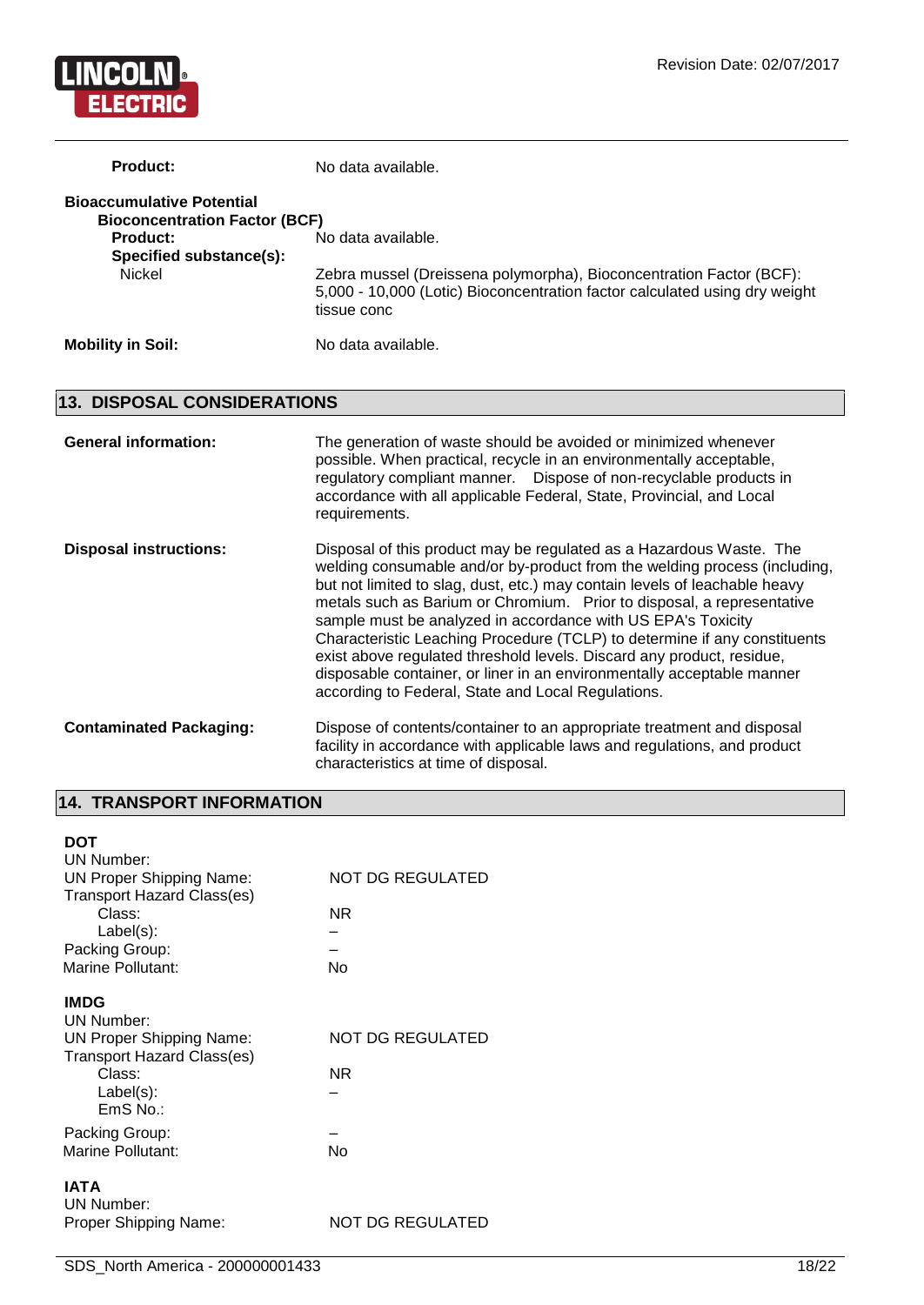**Product:** No data available.

**Bioaccumulative Potential**

**Bioconcentration Factor (BCF)**

**Product:** No data available.

**Specified substance(s):**

Nickel — Zebra mussel (Dreissena polymorpha), Bioconcentration Factor (BCF): 5,000 - 10,000 (Lotic) Bioconcentration factor calculated using dry weight tissue conc

**Mobility in Soil:** No data available.

## 13. DISPOSAL CONSIDERATIONS

**General information:** The generation of waste should be avoided or minimized whenever possible. When practical, recycle in an environmentally acceptable, regulatory compliant manner. Dispose of non-recyclable products in accordance with all applicable Federal, State, Provincial, and Local requirements.

**Disposal instructions:** Disposal of this product may be regulated as a Hazardous Waste. The welding consumable and/or by-product from the welding process (including, but not limited to slag, dust, etc.) may contain levels of leachable heavy metals such as Barium or Chromium. Prior to disposal, a representative sample must be analyzed in accordance with US EPA's Toxicity Characteristic Leaching Procedure (TCLP) to determine if any constituents exist above regulated threshold levels. Discard any product, residue, disposable container, or liner in an environmentally acceptable manner according to Federal, State and Local Regulations.

**Contaminated Packaging:** Dispose of contents/container to an appropriate treatment and disposal facility in accordance with applicable laws and regulations, and product characteristics at time of disposal.

## 14. TRANSPORT INFORMATION

**DOT**

UN Number:

UN Proper Shipping Name: NOT DG REGULATED

Transport Hazard Class(es)

Class: NR

Label(s): –

Packing Group: –

Marine Pollutant: No

**IMDG**

UN Number:

UN Proper Shipping Name: NOT DG REGULATED

Transport Hazard Class(es)

Class: NR

Label(s): –

EmS No.:

Packing Group: –

Marine Pollutant: No

**IATA**

UN Number:

Proper Shipping Name: NOT DG REGULATED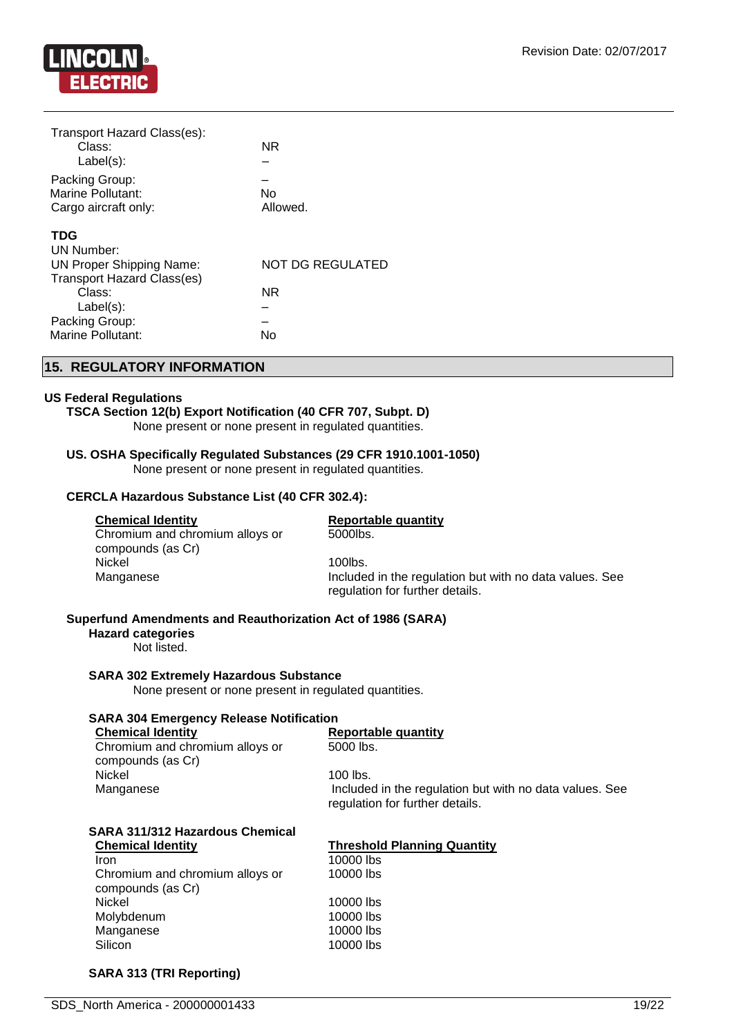Transport Hazard Class(es):

| | |
|---|---|
| Class: | NR |
| Label(s): | – |
| Packing Group: | – |
| Marine Pollutant: | No |
| Cargo aircraft only: | Allowed. |

**TDG**

| | |
|---|---|
| UN Number: | |
| UN Proper Shipping Name: | NOT DG REGULATED |
| Transport Hazard Class(es) | |
| Class: | NR |
| Label(s): | – |
| Packing Group: | – |
| Marine Pollutant: | No |

## 15. REGULATORY INFORMATION

### US Federal Regulations

**TSCA Section 12(b) Export Notification (40 CFR 707, Subpt. D)**

None present or none present in regulated quantities.

**US. OSHA Specifically Regulated Substances (29 CFR 1910.1001-1050)**

None present or none present in regulated quantities.

**CERCLA Hazardous Substance List (40 CFR 302.4):**

| Chemical Identity | Reportable quantity |
|---|---|
| Chromium and chromium alloys or compounds (as Cr) | 5000lbs. |
| Nickel | 100lbs. |
| Manganese | Included in the regulation but with no data values. See regulation for further details. |

**Superfund Amendments and Reauthorization Act of 1986 (SARA)**

**Hazard categories**

Not listed.

**SARA 302 Extremely Hazardous Substance**

None present or none present in regulated quantities.

**SARA 304 Emergency Release Notification**

| Chemical Identity | Reportable quantity |
|---|---|
| Chromium and chromium alloys or compounds (as Cr) | 5000 lbs. |
| Nickel | 100 lbs. |
| Manganese | Included in the regulation but with no data values. See regulation for further details. |

**SARA 311/312 Hazardous Chemical**

| Chemical Identity | Threshold Planning Quantity |
|---|---|
| Iron | 10000 lbs |
| Chromium and chromium alloys or compounds (as Cr) | 10000 lbs |
| Nickel | 10000 lbs |
| Molybdenum | 10000 lbs |
| Manganese | 10000 lbs |
| Silicon | 10000 lbs |

**SARA 313 (TRI Reporting)**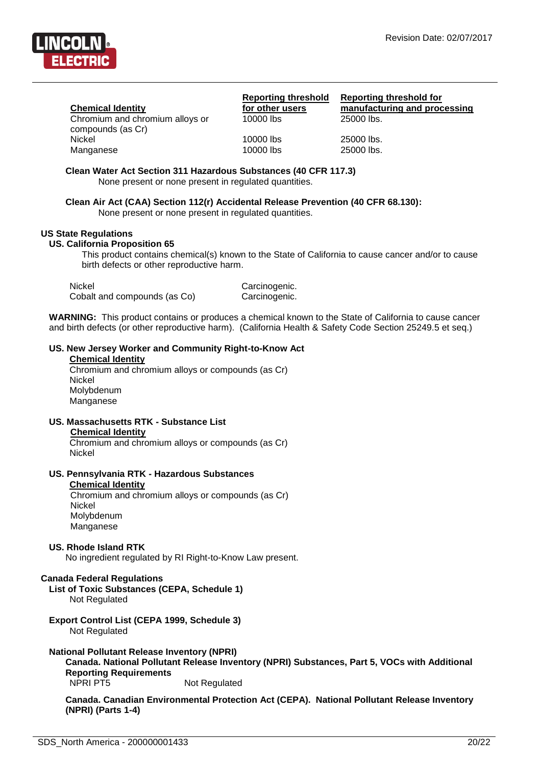| Chemical Identity | Reporting threshold for other users | Reporting threshold for manufacturing and processing |
|---|---|---|
| Chromium and chromium alloys or compounds (as Cr) | 10000 lbs | 25000 lbs. |
| Nickel | 10000 lbs | 25000 lbs. |
| Manganese | 10000 lbs | 25000 lbs. |

**Clean Water Act Section 311 Hazardous Substances (40 CFR 117.3)**

None present or none present in regulated quantities.

**Clean Air Act (CAA) Section 112(r) Accidental Release Prevention (40 CFR 68.130):**

None present or none present in regulated quantities.

## US State Regulations

### US. California Proposition 65

This product contains chemical(s) known to the State of California to cause cancer and/or to cause birth defects or other reproductive harm.

| | |
|---|---|
| Nickel | Carcinogenic. |
| Cobalt and compounds (as Co) | Carcinogenic. |

**WARNING:** This product contains or produces a chemical known to the State of California to cause cancer and birth defects (or other reproductive harm). (California Health & Safety Code Section 25249.5 et seq.)

### US. New Jersey Worker and Community Right-to-Know Act

**Chemical Identity**

Chromium and chromium alloys or compounds (as Cr)
Nickel
Molybdenum
Manganese

### US. Massachusetts RTK - Substance List

**Chemical Identity**

Chromium and chromium alloys or compounds (as Cr)
Nickel

### US. Pennsylvania RTK - Hazardous Substances

**Chemical Identity**

Chromium and chromium alloys or compounds (as Cr)
Nickel
Molybdenum
Manganese

### US. Rhode Island RTK

No ingredient regulated by RI Right-to-Know Law present.

## Canada Federal Regulations

### List of Toxic Substances (CEPA, Schedule 1)

Not Regulated

### Export Control List (CEPA 1999, Schedule 3)

Not Regulated

### National Pollutant Release Inventory (NPRI)

**Canada. National Pollutant Release Inventory (NPRI) Substances, Part 5, VOCs with Additional Reporting Requirements**

NPRI PT5 Not Regulated

**Canada. Canadian Environmental Protection Act (CEPA). National Pollutant Release Inventory (NPRI) (Parts 1-4)**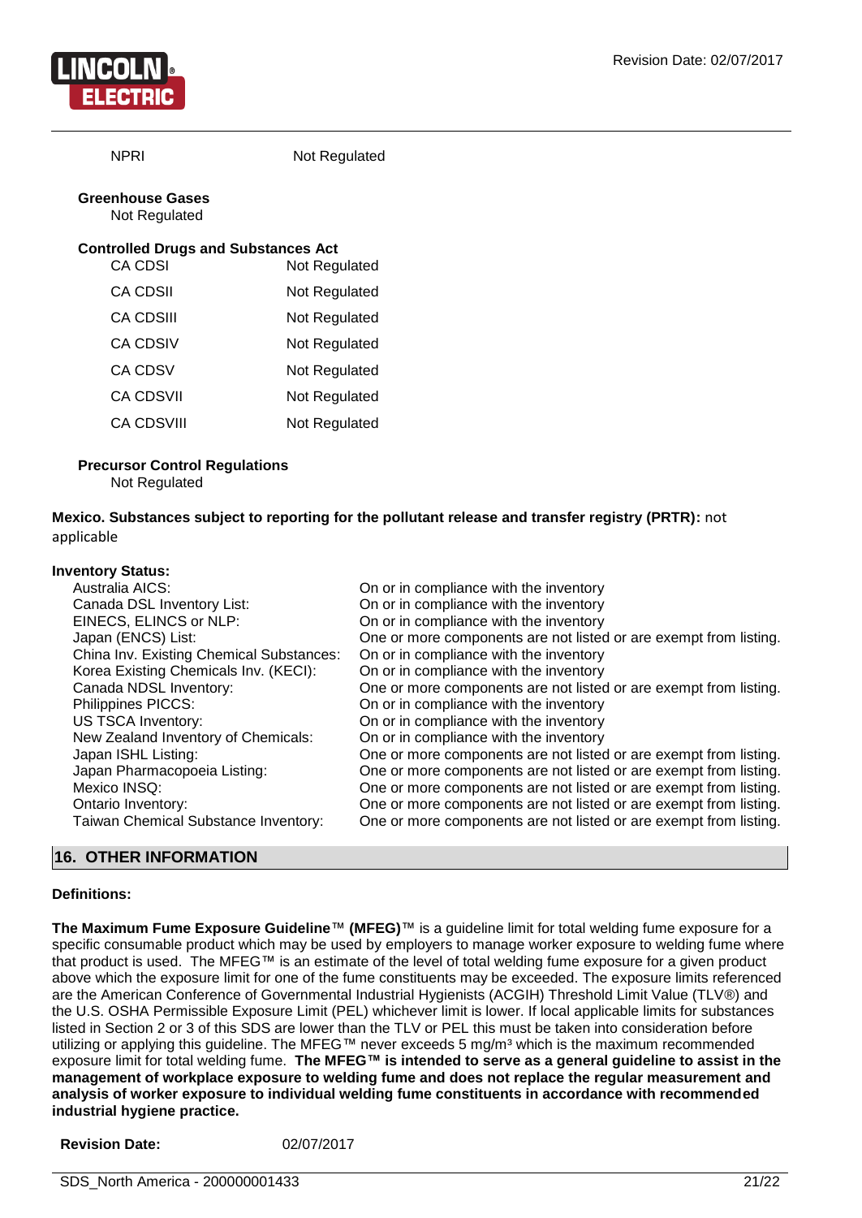| | |
|---|---|
| NPRI | Not Regulated |

**Greenhouse Gases**
Not Regulated

**Controlled Drugs and Substances Act**

| | |
|---|---|
| CA CDSI | Not Regulated |
| CA CDSII | Not Regulated |
| CA CDSIII | Not Regulated |
| CA CDSIV | Not Regulated |
| CA CDSV | Not Regulated |
| CA CDSVII | Not Regulated |
| CA CDSVIII | Not Regulated |

**Precursor Control Regulations**
Not Regulated

**Mexico. Substances subject to reporting for the pollutant release and transfer registry (PRTR):** not applicable

**Inventory Status:**

| | |
|---|---|
| Australia AICS: | On or in compliance with the inventory |
| Canada DSL Inventory List: | On or in compliance with the inventory |
| EINECS, ELINCS or NLP: | On or in compliance with the inventory |
| Japan (ENCS) List: | One or more components are not listed or are exempt from listing. |
| China Inv. Existing Chemical Substances: | On or in compliance with the inventory |
| Korea Existing Chemicals Inv. (KECI): | On or in compliance with the inventory |
| Canada NDSL Inventory: | One or more components are not listed or are exempt from listing. |
| Philippines PICCS: | On or in compliance with the inventory |
| US TSCA Inventory: | On or in compliance with the inventory |
| New Zealand Inventory of Chemicals: | On or in compliance with the inventory |
| Japan ISHL Listing: | One or more components are not listed or are exempt from listing. |
| Japan Pharmacopoeia Listing: | One or more components are not listed or are exempt from listing. |
| Mexico INSQ: | One or more components are not listed or are exempt from listing. |
| Ontario Inventory: | One or more components are not listed or are exempt from listing. |
| Taiwan Chemical Substance Inventory: | One or more components are not listed or are exempt from listing. |

## 16. OTHER INFORMATION

**Definitions:**

**The Maximum Fume Exposure Guideline**™ **(MFEG)**™ is a guideline limit for total welding fume exposure for a specific consumable product which may be used by employers to manage worker exposure to welding fume where that product is used. The MFEG™ is an estimate of the level of total welding fume exposure for a given product above which the exposure limit for one of the fume constituents may be exceeded. The exposure limits referenced are the American Conference of Governmental Industrial Hygienists (ACGIH) Threshold Limit Value (TLV®) and the U.S. OSHA Permissible Exposure Limit (PEL) whichever limit is lower. If local applicable limits for substances listed in Section 2 or 3 of this SDS are lower than the TLV or PEL this must be taken into consideration before utilizing or applying this guideline. The MFEG™ never exceeds 5 mg/m³ which is the maximum recommended exposure limit for total welding fume. **The MFEG™ is intended to serve as a general guideline to assist in the management of workplace exposure to welding fume and does not replace the regular measurement and analysis of worker exposure to individual welding fume constituents in accordance with recommended industrial hygiene practice.**

**Revision Date:** 02/07/2017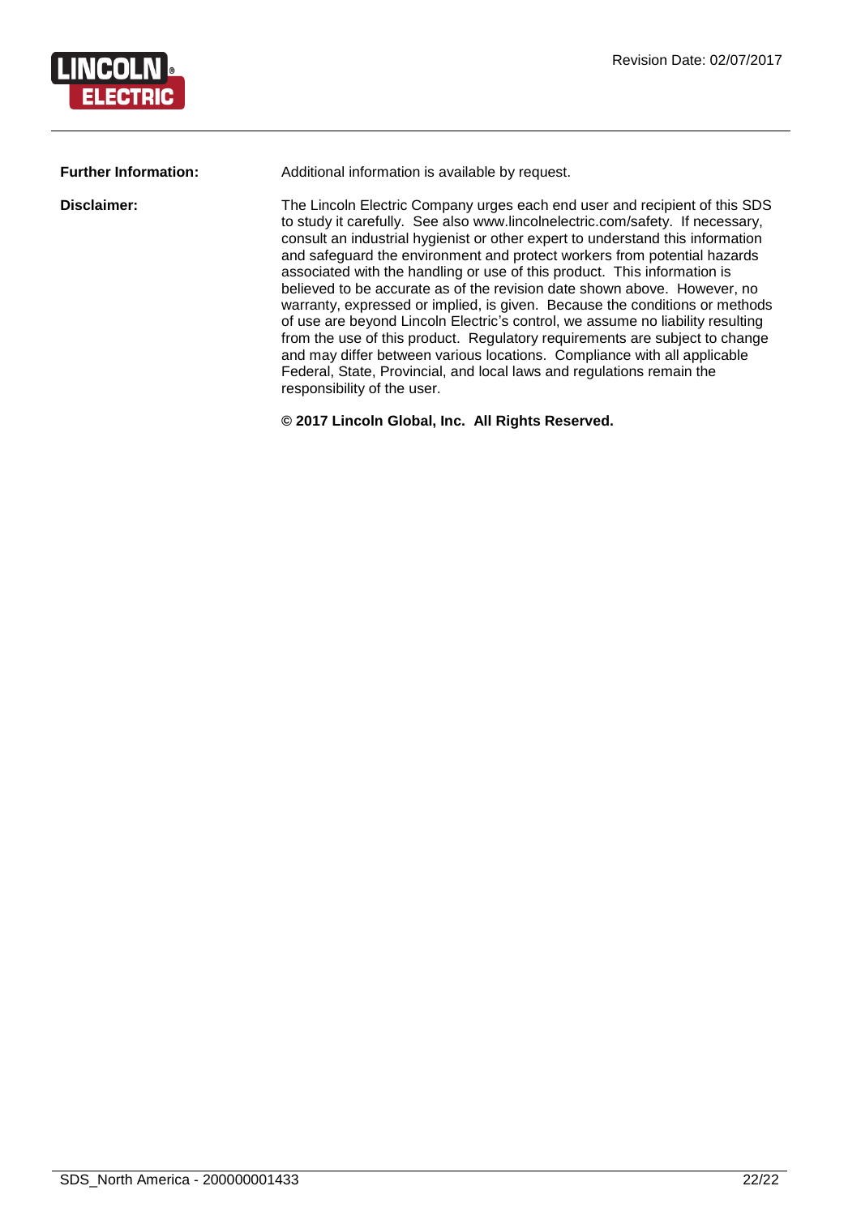**Further Information:** Additional information is available by request.

**Disclaimer:** The Lincoln Electric Company urges each end user and recipient of this SDS to study it carefully. See also www.lincolnelectric.com/safety. If necessary, consult an industrial hygienist or other expert to understand this information and safeguard the environment and protect workers from potential hazards associated with the handling or use of this product. This information is believed to be accurate as of the revision date shown above. However, no warranty, expressed or implied, is given. Because the conditions or methods of use are beyond Lincoln Electric's control, we assume no liability resulting from the use of this product. Regulatory requirements are subject to change and may differ between various locations. Compliance with all applicable Federal, State, Provincial, and local laws and regulations remain the responsibility of the user.

**© 2017 Lincoln Global, Inc. All Rights Reserved.**